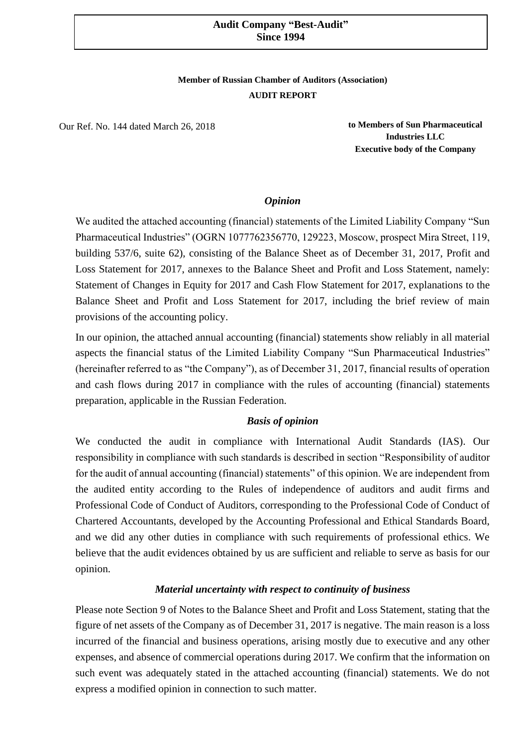**Audit Company "Best-Audit"**
**Since 1994**

**Member of Russian Chamber of Auditors (Association)**

**AUDIT REPORT**

Our Ref. No. 144 dated March 26, 2018

**to Members of Sun Pharmaceutical Industries LLC**
**Executive body of the Company**

### *Opinion*

We audited the attached accounting (financial) statements of the Limited Liability Company "Sun Pharmaceutical Industries" (OGRN 1077762356770, 129223, Moscow, prospect Mira Street, 119, building 537/6, suite 62), consisting of the Balance Sheet as of December 31, 2017, Profit and Loss Statement for 2017, annexes to the Balance Sheet and Profit and Loss Statement, namely: Statement of Changes in Equity for 2017 and Cash Flow Statement for 2017, explanations to the Balance Sheet and Profit and Loss Statement for 2017, including the brief review of main provisions of the accounting policy.

In our opinion, the attached annual accounting (financial) statements show reliably in all material aspects the financial status of the Limited Liability Company "Sun Pharmaceutical Industries" (hereinafter referred to as "the Company"), as of December 31, 2017, financial results of operation and cash flows during 2017 in compliance with the rules of accounting (financial) statements preparation, applicable in the Russian Federation.

### *Basis of opinion*

We conducted the audit in compliance with International Audit Standards (IAS). Our responsibility in compliance with such standards is described in section "Responsibility of auditor for the audit of annual accounting (financial) statements" of this opinion. We are independent from the audited entity according to the Rules of independence of auditors and audit firms and Professional Code of Conduct of Auditors, corresponding to the Professional Code of Conduct of Chartered Accountants, developed by the Accounting Professional and Ethical Standards Board, and we did any other duties in compliance with such requirements of professional ethics. We believe that the audit evidences obtained by us are sufficient and reliable to serve as basis for our opinion.

### *Material uncertainty with respect to continuity of business*

Please note Section 9 of Notes to the Balance Sheet and Profit and Loss Statement, stating that the figure of net assets of the Company as of December 31, 2017 is negative. The main reason is a loss incurred of the financial and business operations, arising mostly due to executive and any other expenses, and absence of commercial operations during 2017. We confirm that the information on such event was adequately stated in the attached accounting (financial) statements. We do not express a modified opinion in connection to such matter.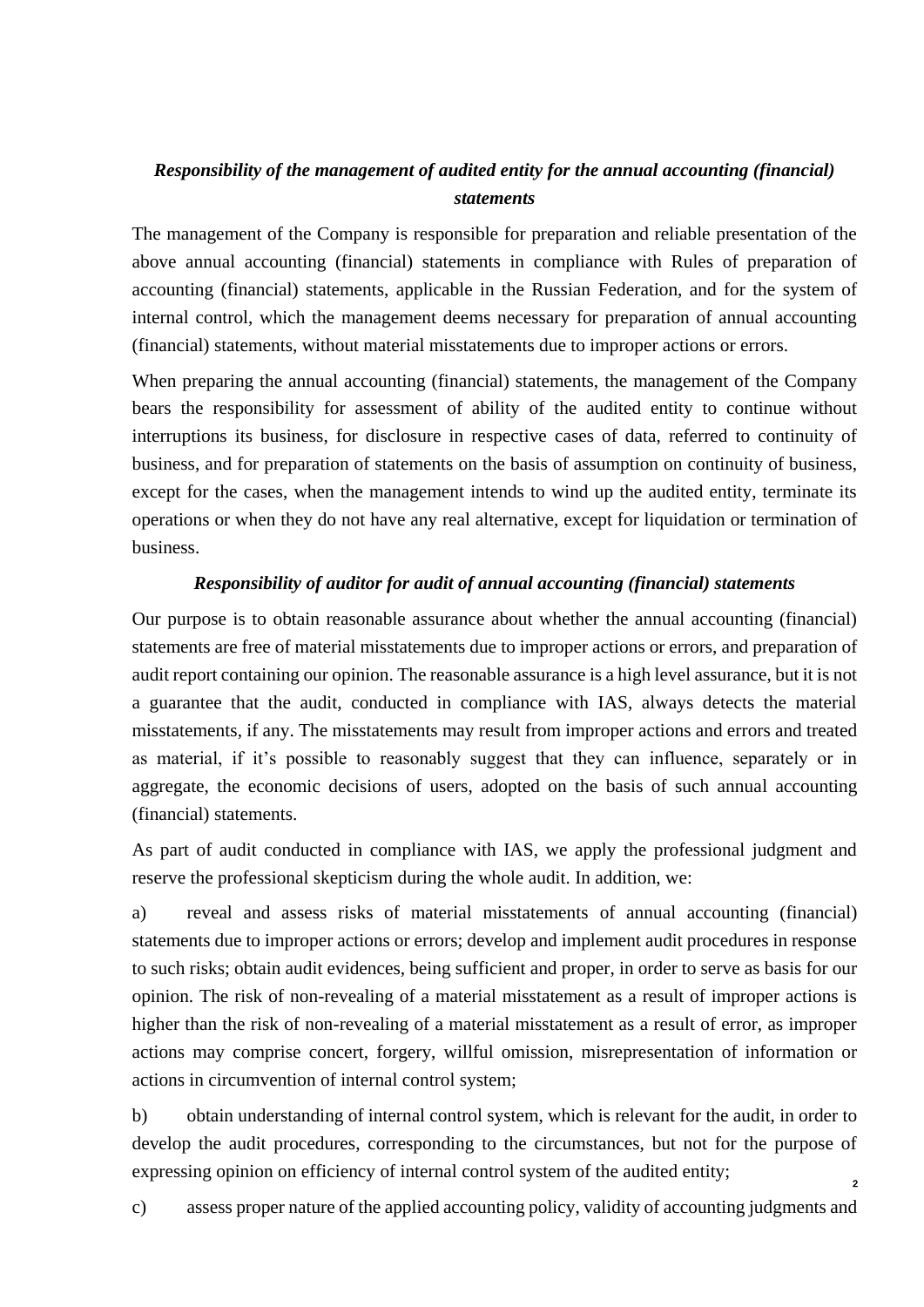### *Responsibility of the management of audited entity for the annual accounting (financial) statements*

The management of the Company is responsible for preparation and reliable presentation of the above annual accounting (financial) statements in compliance with Rules of preparation of accounting (financial) statements, applicable in the Russian Federation, and for the system of internal control, which the management deems necessary for preparation of annual accounting (financial) statements, without material misstatements due to improper actions or errors.

When preparing the annual accounting (financial) statements, the management of the Company bears the responsibility for assessment of ability of the audited entity to continue without interruptions its business, for disclosure in respective cases of data, referred to continuity of business, and for preparation of statements on the basis of assumption on continuity of business, except for the cases, when the management intends to wind up the audited entity, terminate its operations or when they do not have any real alternative, except for liquidation or termination of business.

### *Responsibility of auditor for audit of annual accounting (financial) statements*

Our purpose is to obtain reasonable assurance about whether the annual accounting (financial) statements are free of material misstatements due to improper actions or errors, and preparation of audit report containing our opinion. The reasonable assurance is a high level assurance, but it is not a guarantee that the audit, conducted in compliance with IAS, always detects the material misstatements, if any. The misstatements may result from improper actions and errors and treated as material, if it's possible to reasonably suggest that they can influence, separately or in aggregate, the economic decisions of users, adopted on the basis of such annual accounting (financial) statements.

As part of audit conducted in compliance with IAS, we apply the professional judgment and reserve the professional skepticism during the whole audit. In addition, we:

a) reveal and assess risks of material misstatements of annual accounting (financial) statements due to improper actions or errors; develop and implement audit procedures in response to such risks; obtain audit evidences, being sufficient and proper, in order to serve as basis for our opinion. The risk of non-revealing of a material misstatement as a result of improper actions is higher than the risk of non-revealing of a material misstatement as a result of error, as improper actions may comprise concert, forgery, willful omission, misrepresentation of information or actions in circumvention of internal control system;

b) obtain understanding of internal control system, which is relevant for the audit, in order to develop the audit procedures, corresponding to the circumstances, but not for the purpose of expressing opinion on efficiency of internal control system of the audited entity;

c) assess proper nature of the applied accounting policy, validity of accounting judgments and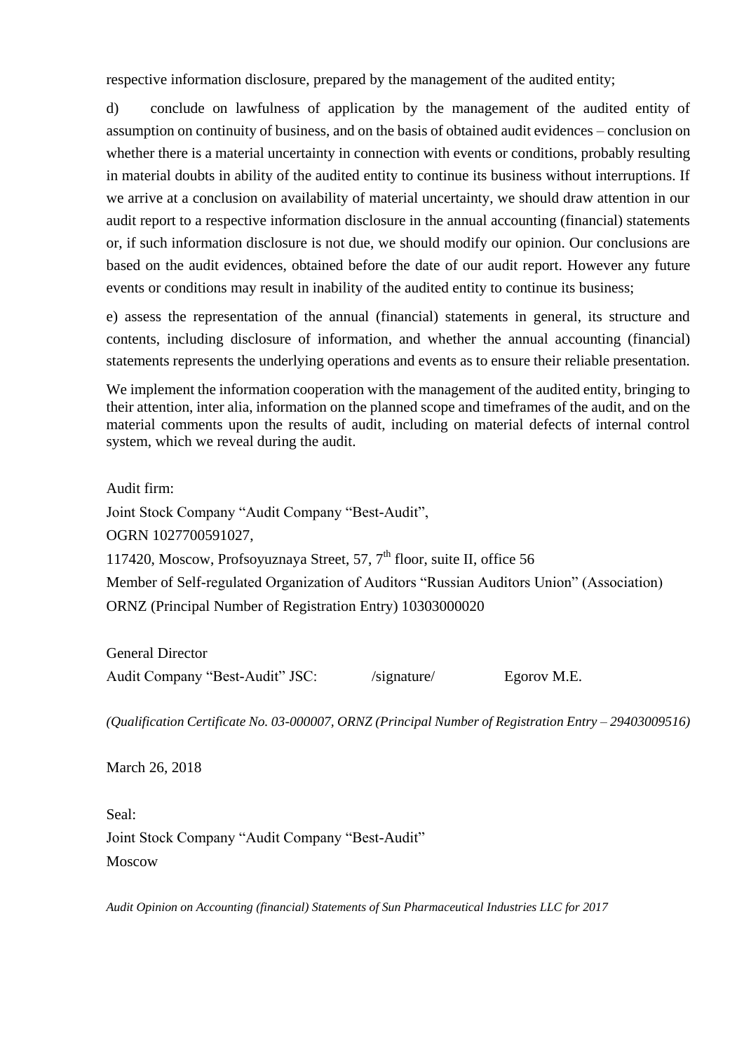respective information disclosure, prepared by the management of the audited entity;

d) conclude on lawfulness of application by the management of the audited entity of assumption on continuity of business, and on the basis of obtained audit evidences – conclusion on whether there is a material uncertainty in connection with events or conditions, probably resulting in material doubts in ability of the audited entity to continue its business without interruptions. If we arrive at a conclusion on availability of material uncertainty, we should draw attention in our audit report to a respective information disclosure in the annual accounting (financial) statements or, if such information disclosure is not due, we should modify our opinion. Our conclusions are based on the audit evidences, obtained before the date of our audit report. However any future events or conditions may result in inability of the audited entity to continue its business;

e) assess the representation of the annual (financial) statements in general, its structure and contents, including disclosure of information, and whether the annual accounting (financial) statements represents the underlying operations and events as to ensure their reliable presentation.

We implement the information cooperation with the management of the audited entity, bringing to their attention, inter alia, information on the planned scope and timeframes of the audit, and on the material comments upon the results of audit, including on material defects of internal control system, which we reveal during the audit.

Audit firm:

Joint Stock Company "Audit Company "Best-Audit",

OGRN 1027700591027,

117420, Moscow, Profsoyuznaya Street, 57, 7th floor, suite II, office 56

Member of Self-regulated Organization of Auditors "Russian Auditors Union" (Association)

ORNZ (Principal Number of Registration Entry) 10303000020

General Director

Audit Company "Best-Audit" JSC: /signature/ Egorov M.E.

*(Qualification Certificate No. 03-000007, ORNZ (Principal Number of Registration Entry – 29403009516)*

March 26, 2018

Seal:

Joint Stock Company "Audit Company "Best-Audit"

Moscow

*Audit Opinion on Accounting (financial) Statements of Sun Pharmaceutical Industries LLC for 2017*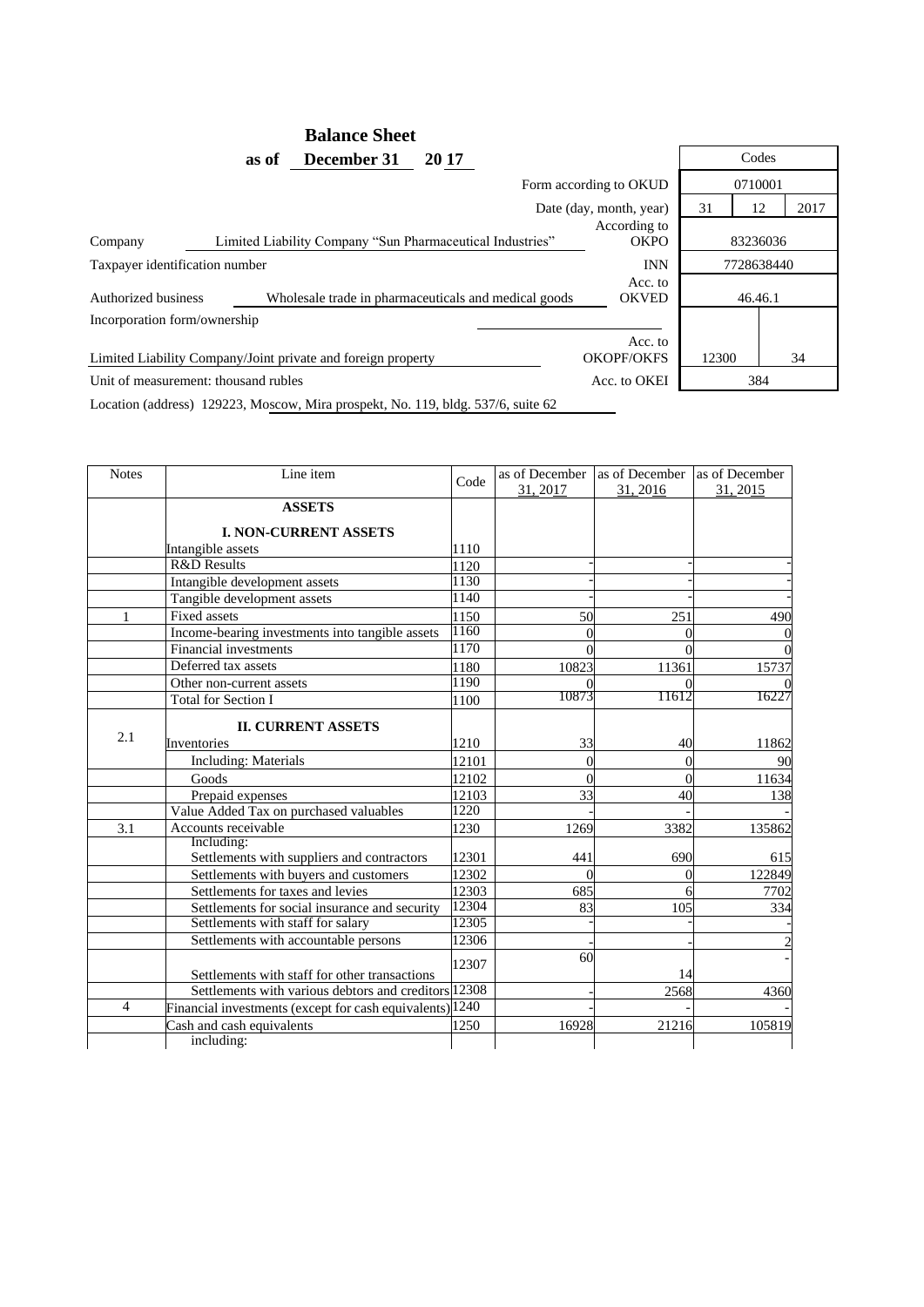# Balance Sheet

**as of December 31 20 17**

| | | Codes | | |
|---|---|---|---|---|
| | Form according to OKUD | 0710001 | | |
| | Date (day, month, year) | 31 | 12 | 2017 |
| Company: Limited Liability Company “Sun Pharmaceutical Industries” | According to OKPO | 83236036 | | |
| Taxpayer identification number | INN | 7728638440 | | |
| Authorized business: Wholesale trade in pharmaceuticals and medical goods | Acc. to OKVED | 46.46.1 | | |
| Incorporation form/ownership: Limited Liability Company/Joint private and foreign property | Acc. to OKOPF/OKFS | 12300 | | 34 |
| Unit of measurement: thousand rubles | Acc. to OKEI | 384 | | |

Location (address) 129223, Moscow, Mira prospekt, No. 119, bldg. 537/6, suite 62

| Notes | Line item | Code | as of December 31, 2017 | as of December 31, 2016 | as of December 31, 2015 |
|---|---|---|---|---|---|
| | **ASSETS** | | | | |
| | **I. NON-CURRENT ASSETS** | | | | |
| | Intangible assets | 1110 | | | |
| | R&D Results | 1120 | - | - | - |
| | Intangible development assets | 1130 | - | - | - |
| | Tangible development assets | 1140 | - | - | - |
| 1 | Fixed assets | 1150 | 50 | 251 | 490 |
| | Income-bearing investments into tangible assets | 1160 | 0 | 0 | 0 |
| | Financial investments | 1170 | 0 | 0 | 0 |
| | Deferred tax assets | 1180 | 10823 | 11361 | 15737 |
| | Other non-current assets | 1190 | 0 | 0 | 0 |
| | Total for Section I | 1100 | 10873 | 11612 | 16227 |
| | **II. CURRENT ASSETS** | | | | |
| 2.1 | Inventories | 1210 | 33 | 40 | 11862 |
| | Including: Materials | 12101 | 0 | 0 | 90 |
| | Goods | 12102 | 0 | 0 | 11634 |
| | Prepaid expenses | 12103 | 33 | 40 | 138 |
| | Value Added Tax on purchased valuables | 1220 | - | - | - |
| 3.1 | Accounts receivable | 1230 | 1269 | 3382 | 135862 |
| | Including: Settlements with suppliers and contractors | 12301 | 441 | 690 | 615 |
| | Settlements with buyers and customers | 12302 | 0 | 0 | 122849 |
| | Settlements for taxes and levies | 12303 | 685 | 6 | 7702 |
| | Settlements for social insurance and security | 12304 | 83 | 105 | 334 |
| | Settlements with staff for salary | 12305 | - | - | - |
| | Settlements with accountable persons | 12306 | - | - | 2 |
| | Settlements with staff for other transactions | 12307 | 60 | 14 | - |
| | Settlements with various debtors and creditors | 12308 | - | 2568 | 4360 |
| 4 | Financial investments (except for cash equivalents) | 1240 | - | - | - |
| | Cash and cash equivalents | 1250 | 16928 | 21216 | 105819 |
| | including: | | | | |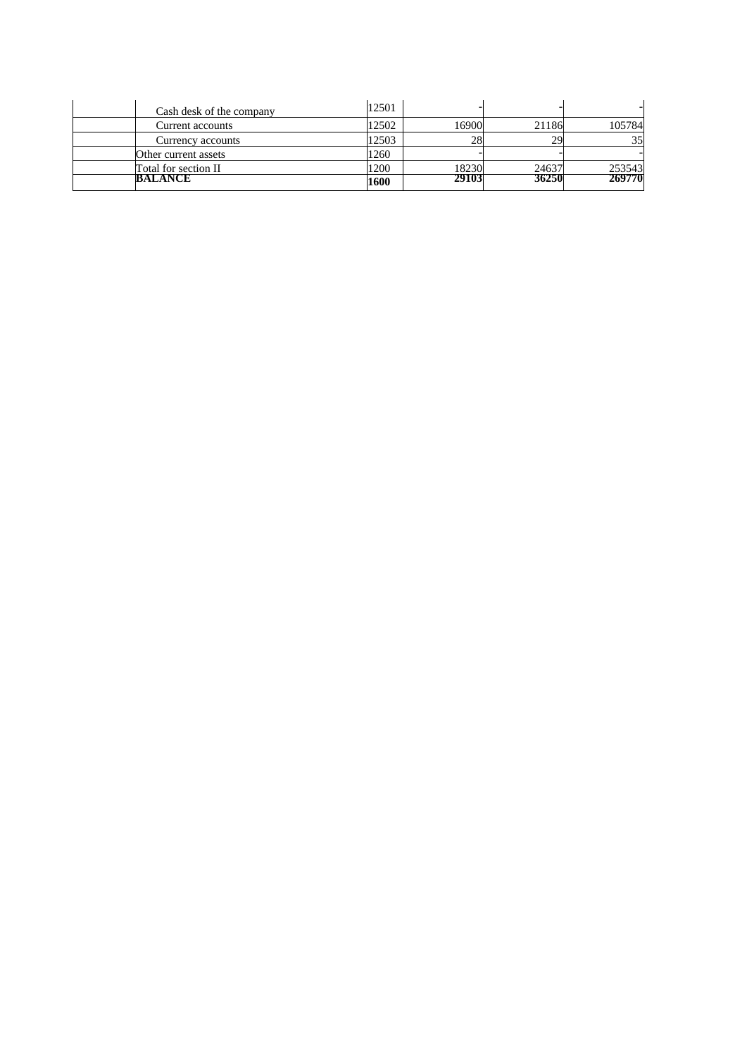| | | | | | |
|---|---|---|---|---|---|
| | Cash desk of the company | 12501 | - | - | - |
| | Current accounts | 12502 | 16900 | 21186 | 105784 |
| | Currency accounts | 12503 | 28 | 29 | 35 |
| | Other current assets | 1260 | - | - | - |
| | Total for section II | 1200 | 18230 | 24637 | 253543 |
| | **BALANCE** | **1600** | **29103** | **36250** | **269770** |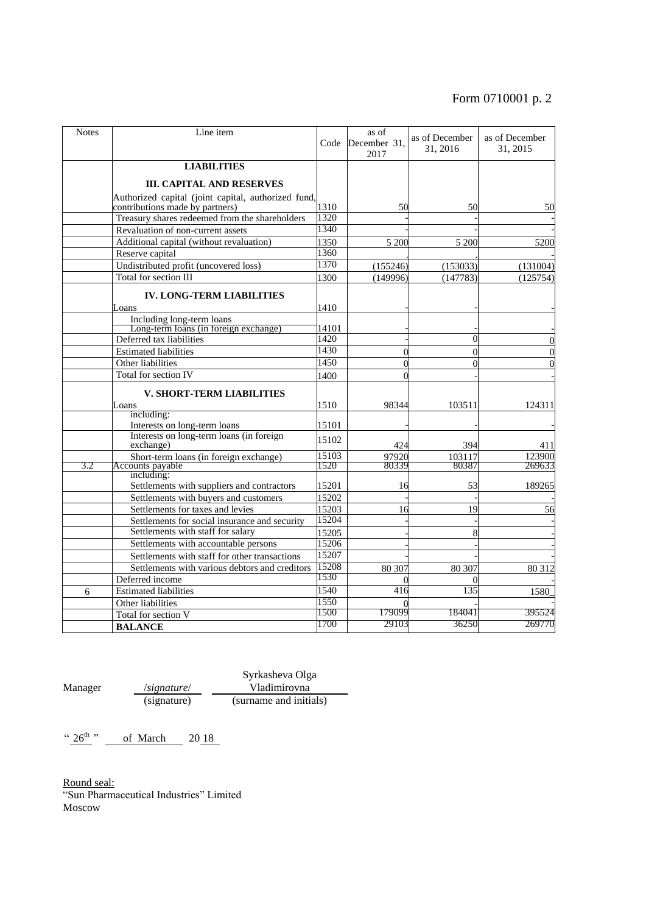Form 0710001 p. 2

| Notes | Line item | Code | as of December 31, 2017 | as of December 31, 2016 | as of December 31, 2015 |
|---|---|---|---|---|---|
| | **LIABILITIES** | | | | |
| | **III. CAPITAL AND RESERVES** | | | | |
| | Authorized capital (joint capital, authorized fund, contributions made by partners) | 1310 | 50 | 50 | 50 |
| | Treasury shares redeemed from the shareholders | 1320 | - | - | - |
| | Revaluation of non-current assets | 1340 | - | - | - |
| | Additional capital (without revaluation) | 1350 | 5 200 | 5 200 | 5200 |
| | Reserve capital | 1360 | . | . | - |
| | Undistributed profit (uncovered loss) | 1370 | (155246) | (153033) | (131004) |
| | Total for section III | 1300 | (149996) | (147783) | (125754) |
| | **IV. LONG-TERM LIABILITIES** | | | | |
| | Loans | 1410 | - | - | - |
| | Including long-term loans<br>Long-term loans (in foreign exchange) | 14101 | - | - | - |
| | Deferred tax liabilities | 1420 | - | 0 | 0 |
| | Estimated liabilities | 1430 | 0 | 0 | 0 |
| | Other liabilities | 1450 | 0 | 0 | 0 |
| | Total for section IV | 1400 | 0 | - | - |
| | **V. SHORT-TERM LIABILITIES** | | | | |
| | Loans | 1510 | 98344 | 103511 | 124311 |
| | including:<br>Interests on long-term loans | 15101 | - | - | - |
| | Interests on long-term loans (in foreign exchange) | 15102 | 424 | 394 | 411 |
| | Short-term loans (in foreign exchange) | 15103 | 97920 | 103117 | 123900 |
| 3.2 | Accounts payable | 1520 | 80339 | 80387 | 269633 |
| | including:<br>Settlements with suppliers and contractors | 15201 | 16 | 53 | 189265 |
| | Settlements with buyers and customers | 15202 | - | - | - |
| | Settlements for taxes and levies | 15203 | 16 | 19 | 56 |
| | Settlements for social insurance and security | 15204 | - | - | - |
| | Settlements with staff for salary | 15205 | - | 8 | - |
| | Settlements with accountable persons | 15206 | - | - | - |
| | Settlements with staff for other transactions | 15207 | - | - | - |
| | Settlements with various debtors and creditors | 15208 | 80 307 | 80 307 | 80 312 |
| | Deferred income | 1530 | 0 | 0 | - |
| 6 | Estimated liabilities | 1540 | 416 | 135 | 1580 |
| | Other liabilities | 1550 | 0 | - | - |
| | Total for section V | 1500 | 179099 | 184041 | 395524 |
| | **BALANCE** | 1700 | 29103 | 36250 | 269770 |

Manager /*signature*/ (signature) Syrkasheva Olga Vladimirovna (surname and initials)

“26th” of March 2018

Round seal:
“Sun Pharmaceutical Industries” Limited
Moscow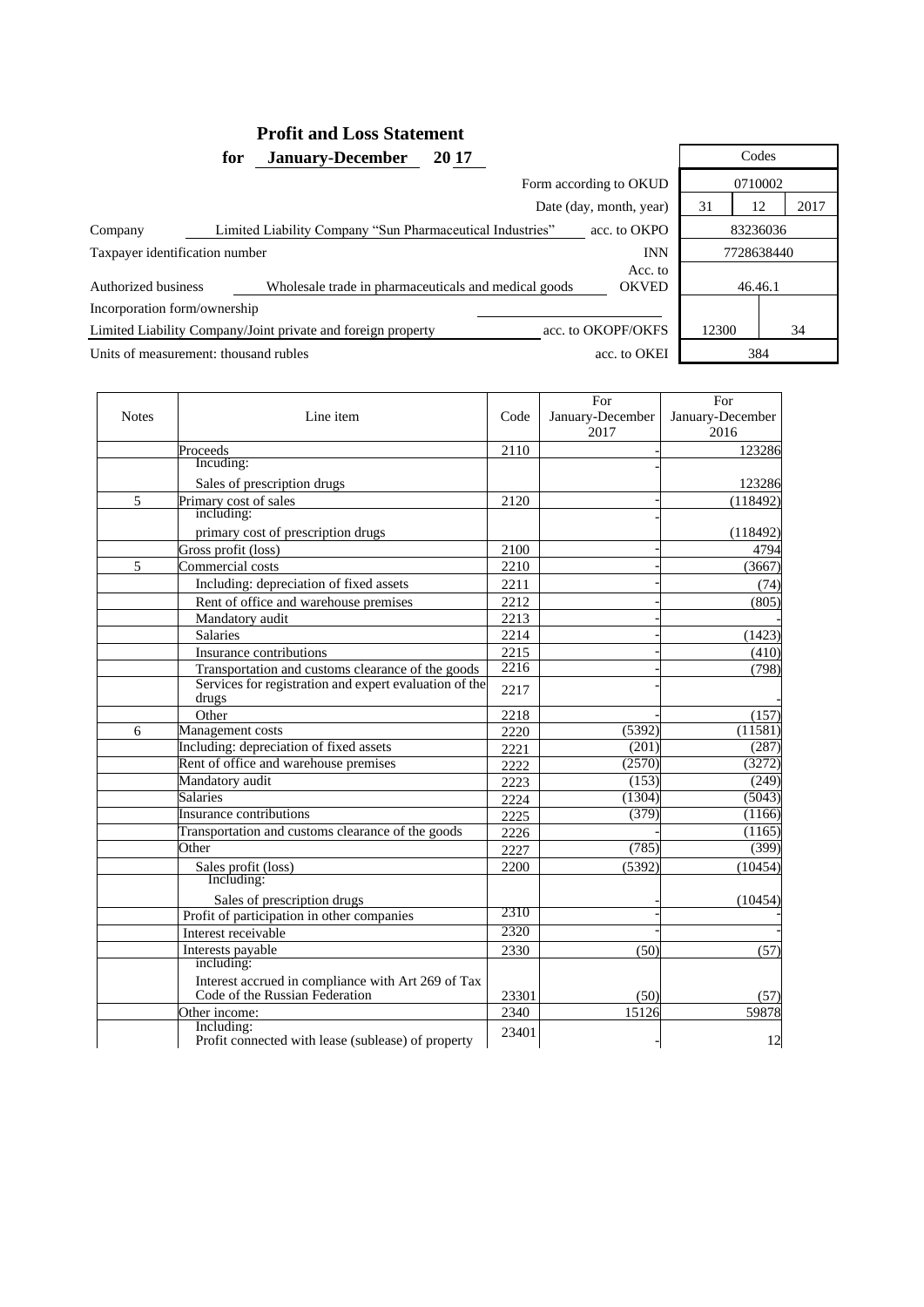## Profit and Loss Statement

**for January-December 20 17**

| | | Codes | | |
|---|---|---|---|---|
| | Form according to OKUD | 0710002 | | |
| | Date (day, month, year) | 31 | 12 | 2017 |
| Company: Limited Liability Company "Sun Pharmaceutical Industries" | acc. to OKPO | 83236036 | | |
| Taxpayer identification number | INN | 7728638440 | | |
| Authorized business: Wholesale trade in pharmaceuticals and medical goods | Acc. to OKVED | 46.46.1 | | |
| Incorporation form/ownership: Limited Liability Company/Joint private and foreign property | acc. to OKOPF/OKFS | 12300 | | 34 |
| Units of measurement: thousand rubles | acc. to OKEI | 384 | | |

| Notes | Line item | Code | For January-December 2017 | For January-December 2016 |
|---|---|---|---|---|
| | Proceeds | 2110 | - | 123286 |
| | Incuding: | | - | |
| | Sales of prescription drugs | | | 123286 |
| 5 | Primary cost of sales | 2120 | - | (118492) |
| | including: | | - | |
| | primary cost of prescription drugs | | | (118492) |
| | Gross profit (loss) | 2100 | - | 4794 |
| 5 | Commercial costs | 2210 | - | (3667) |
| | Including: depreciation of fixed assets | 2211 | - | (74) |
| | Rent of office and warehouse premises | 2212 | - | (805) |
| | Mandatory audit | 2213 | - | - |
| | Salaries | 2214 | - | (1423) |
| | Insurance contributions | 2215 | - | (410) |
| | Transportation and customs clearance of the goods | 2216 | - | (798) |
| | Services for registration and expert evaluation of the drugs | 2217 | - | - |
| | Other | 2218 | - | (157) |
| 6 | Management costs | 2220 | (5392) | (11581) |
| | Including: depreciation of fixed assets | 2221 | (201) | (287) |
| | Rent of office and warehouse premises | 2222 | (2570) | (3272) |
| | Mandatory audit | 2223 | (153) | (249) |
| | Salaries | 2224 | (1304) | (5043) |
| | Insurance contributions | 2225 | (379) | (1166) |
| | Transportation and customs clearance of the goods | 2226 | - | (1165) |
| | Other | 2227 | (785) | (399) |
| | Sales profit (loss) | 2200 | (5392) | (10454) |
| | Including: | | | |
| | Sales of prescription drugs | | - | (10454) |
| | Profit of participation in other companies | 2310 | - | - |
| | Interest receivable | 2320 | - | - |
| | Interests payable | 2330 | (50) | (57) |
| | including: | | | |
| | Interest accrued in compliance with Art 269 of Tax Code of the Russian Federation | 23301 | (50) | (57) |
| | Other income: | 2340 | 15126 | 59878 |
| | Including: Profit connected with lease (sublease) of property | 23401 | - | 12 |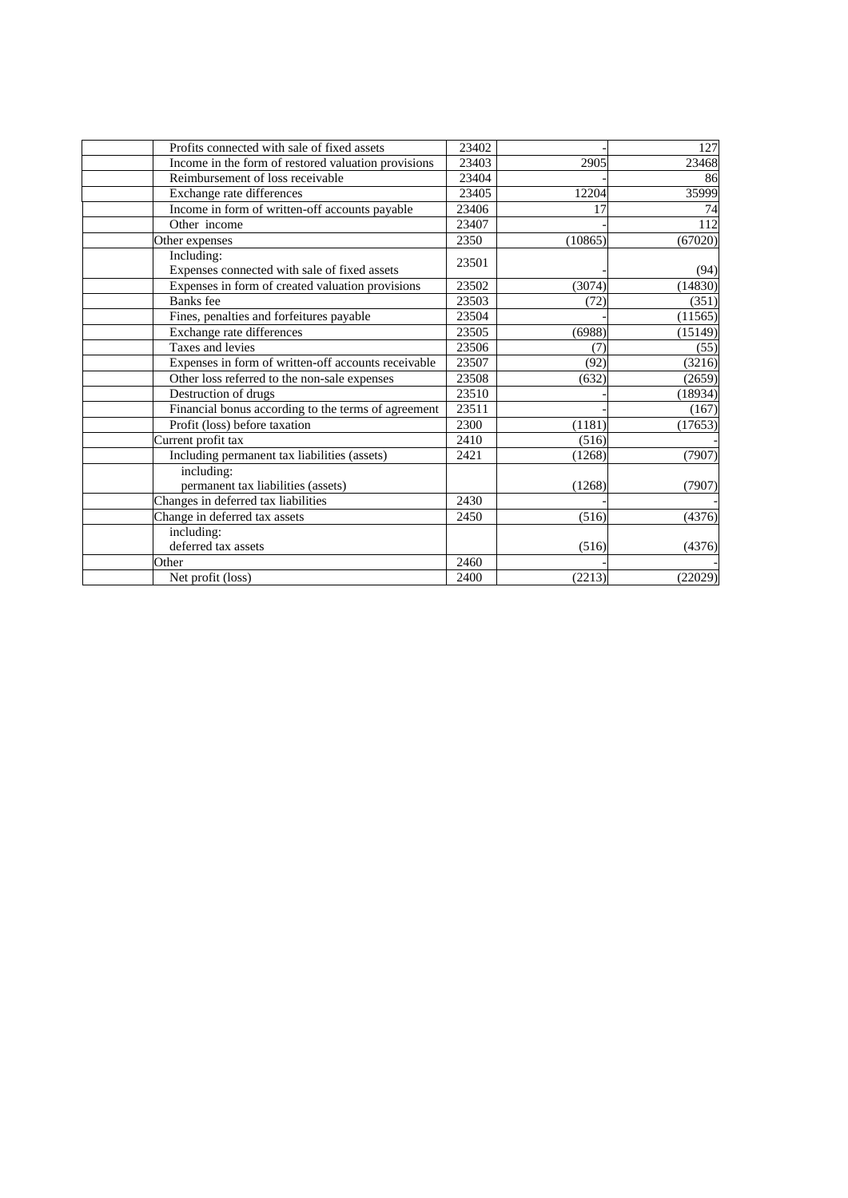| | | | | |
|---|---|---|---|---|
| | Profits connected with sale of fixed assets | 23402 | - | 127 |
| | Income in the form of restored valuation provisions | 23403 | 2905 | 23468 |
| | Reimbursement of loss receivable | 23404 | - | 86 |
| | Exchange rate differences | 23405 | 12204 | 35999 |
| | Income in form of written-off accounts payable | 23406 | 17 | 74 |
| | Other income | 23407 | - | 112 |
| | Other expenses | 2350 | (10865) | (67020) |
| | Including: Expenses connected with sale of fixed assets | 23501 | - | (94) |
| | Expenses in form of created valuation provisions | 23502 | (3074) | (14830) |
| | Banks fee | 23503 | (72) | (351) |
| | Fines, penalties and forfeitures payable | 23504 | - | (11565) |
| | Exchange rate differences | 23505 | (6988) | (15149) |
| | Taxes and levies | 23506 | (7) | (55) |
| | Expenses in form of written-off accounts receivable | 23507 | (92) | (3216) |
| | Other loss referred to the non-sale expenses | 23508 | (632) | (2659) |
| | Destruction of drugs | 23510 | - | (18934) |
| | Financial bonus according to the terms of agreement | 23511 | - | (167) |
| | Profit (loss) before taxation | 2300 | (1181) | (17653) |
| | Current profit tax | 2410 | (516) | - |
| | Including permanent tax liabilities (assets) | 2421 | (1268) | (7907) |
| | including: permanent tax liabilities (assets) | | (1268) | (7907) |
| | Changes in deferred tax liabilities | 2430 | - | - |
| | Change in deferred tax assets | 2450 | (516) | (4376) |
| | including: deferred tax assets | | (516) | (4376) |
| | Other | 2460 | - | - |
| | Net profit (loss) | 2400 | (2213) | (22029) |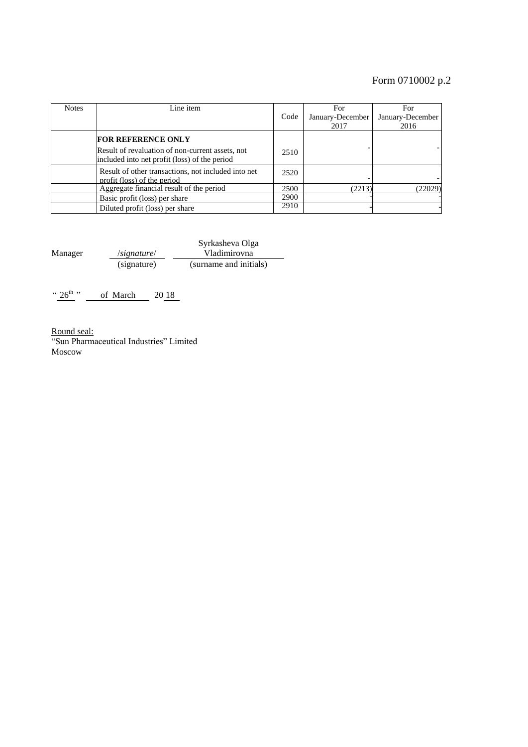Form 0710002 p.2

| Notes | Line item | Code | For January-December 2017 | For January-December 2016 |
|---|---|---|---|---|
| | **FOR REFERENCE ONLY**<br>Result of revaluation of non-current assets, not included into net profit (loss) of the period | 2510 | - | - |
| | Result of other transactions, not included into net profit (loss) of the period | 2520 | - | - |
| | Aggregate financial result of the period | 2500 | (2213) | (22029) |
| | Basic profit (loss) per share | 2900 | - | - |
| | Diluted profit (loss) per share | 2910 | - | - |

Manager /*signature*/ Syrkasheva Olga Vladimirovna

(signature) (surname and initials)

"26[th]" of March 2018

Round seal:
"Sun Pharmaceutical Industries" Limited
Moscow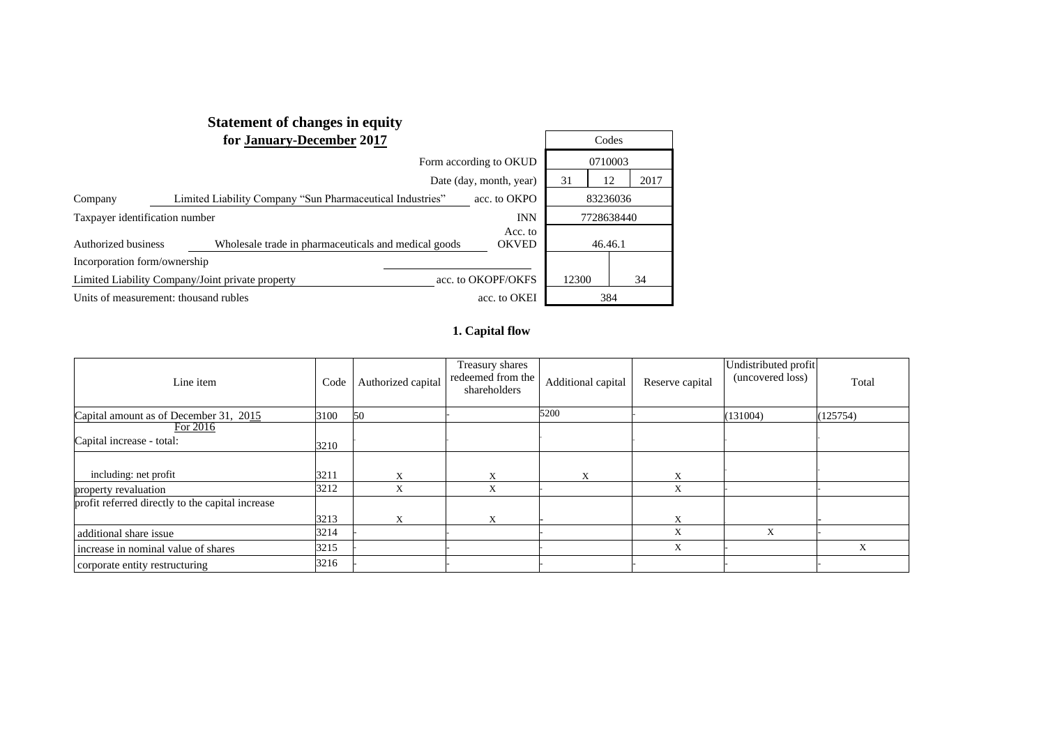# Statement of changes in equity
## for January-December 2017

| | | Codes | | |
|---|---|---|---|---|
| | Form according to OKUD | 0710003 | | |
| | Date (day, month, year) | 31 | 12 | 2017 |
| Company: Limited Liability Company "Sun Pharmaceutical Industries" | acc. to OKPO | 83236036 | | |
| Taxpayer identification number | INN | 7728638440 | | |
| Authorized business: Wholesale trade in pharmaceuticals and medical goods | Acc. to OKVED | 46.46.1 | | |
| Incorporation form/ownership | | | | |
| Limited Liability Company/Joint private property | acc. to OKOPF/OKFS | 12300 | | 34 |
| Units of measurement: thousand rubles | acc. to OKEI | 384 | | |

### 1. Capital flow

| Line item | Code | Authorized capital | Treasury shares redeemed from the shareholders | Additional capital | Reserve capital | Undistributed profit (uncovered loss) | Total |
|---|---|---|---|---|---|---|---|
| Capital amount as of December 31, 2015 | 3100 | 50 | - | 5200 | - | (131004) | (125754) |
| For 2016<br>Capital increase - total: | 3210 | - | - | - | - | - | - |
| including: net profit | 3211 | X | X | X | X | - | - |
| property revaluation | 3212 | X | X | - | X | - | - |
| profit referred directly to the capital increase | 3213 | X | X | - | X | | - |
| additional share issue | 3214 | - | - | - | X | X | - |
| increase in nominal value of shares | 3215 | - | - | - | X | - | X |
| corporate entity restructuring | 3216 | - | - | - | - | - | - |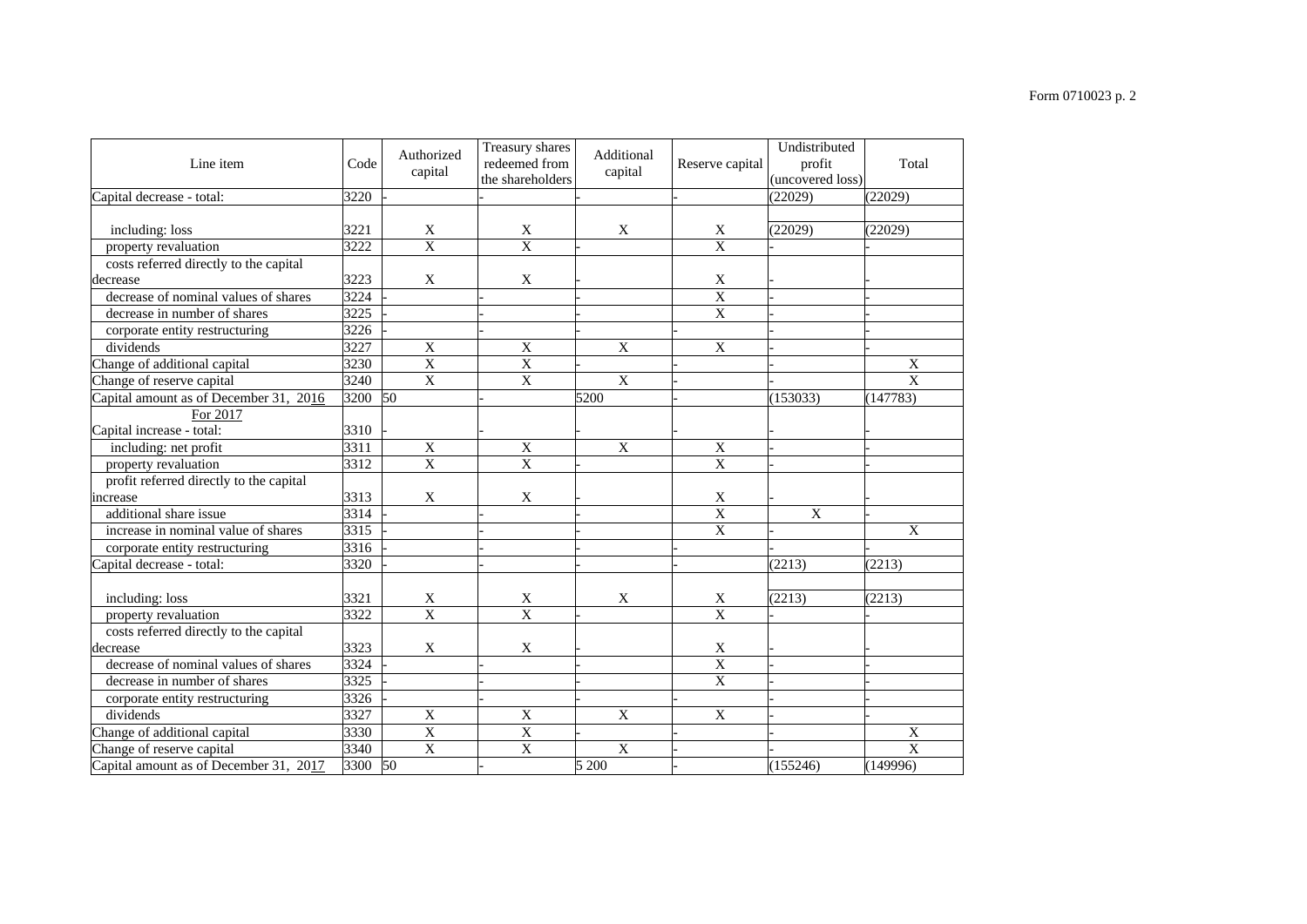Form 0710023 p. 2

| Line item | Code | Authorized capital | Treasury shares redeemed from the shareholders | Additional capital | Reserve capital | Undistributed profit (uncovered loss) | Total |
|---|---|---|---|---|---|---|---|
| Capital decrease - total: | 3220 | - | - | - | - | (22029) | (22029) |
| including: loss | 3221 | X | X | X | X | (22029) | (22029) |
| property revaluation | 3222 | X | X | - | X | - | - |
| costs referred directly to the capital decrease | 3223 | X | X | - | X | - | - |
| decrease of nominal values of shares | 3224 | - | - | - | X | - | - |
| decrease in number of shares | 3225 | - | - | - | X | - | - |
| corporate entity restructuring | 3226 | - | - | - | - | - | - |
| dividends | 3227 | X | X | X | X | - | - |
| Change of additional capital | 3230 | X | X | - | - | - | X |
| Change of reserve capital | 3240 | X | X | X | - | - | X |
| Capital amount as of December 31, 2016 | 3200 | 50 | - | 5200 | - | (153033) | (147783) |
| For 2017 | | | | | | | |
| Capital increase - total: | 3310 | - | - | - | - | - | - |
| including: net profit | 3311 | X | X | X | X | - | - |
| property revaluation | 3312 | X | X | - | X | - | - |
| profit referred directly to the capital increase | 3313 | X | X | - | X | - | - |
| additional share issue | 3314 | - | - | - | X | X | - |
| increase in nominal value of shares | 3315 | - | - | - | X | - | X |
| corporate entity restructuring | 3316 | - | - | - | - | - | - |
| Capital decrease - total: | 3320 | - | - | - | - | (2213) | (2213) |
| including: loss | 3321 | X | X | X | X | (2213) | (2213) |
| property revaluation | 3322 | X | X | - | X | - | - |
| costs referred directly to the capital decrease | 3323 | X | X | - | X | - | - |
| decrease of nominal values of shares | 3324 | - | - | - | X | - | - |
| decrease in number of shares | 3325 | - | - | - | X | - | - |
| corporate entity restructuring | 3326 | - | - | - | - | - | - |
| dividends | 3327 | X | X | X | X | - | - |
| Change of additional capital | 3330 | X | X | - | - | - | X |
| Change of reserve capital | 3340 | X | X | X | - | - | X |
| Capital amount as of December 31, 2017 | 3300 | 50 | - | 5 200 | - | (155246) | (149996) |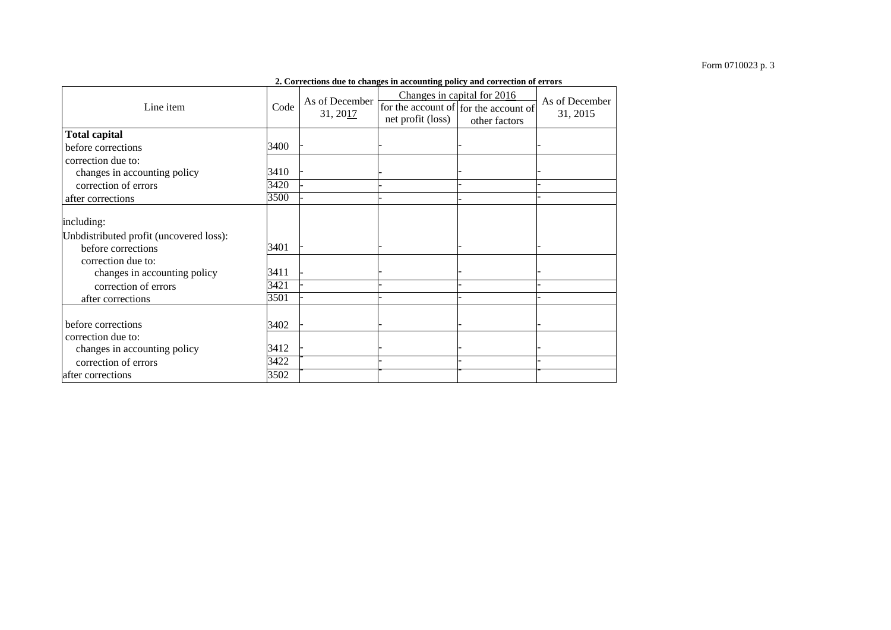Form 0710023 p. 3

**2. Corrections due to changes in accounting policy and correction of errors**

| Line item | Code | As of December 31, 2017 | Changes in capital for 2016 | | As of December 31, 2015 |
|---|---|---|---|---|---|
| | | | for the account of net profit (loss) | for the account of other factors | |
| **Total capital** | | | | | |
| before corrections | 3400 | - | - | - | - |
| correction due to: | | | | | |
| changes in accounting policy | 3410 | - | - | - | - |
| correction of errors | 3420 | - | - | - | - |
| after corrections | 3500 | - | - | - | - |
| including: | | | | | |
| Unbdistributed profit (uncovered loss): | | | | | |
| before corrections | 3401 | - | - | - | - |
| correction due to: | | | | | |
| changes in accounting policy | 3411 | - | - | - | - |
| correction of errors | 3421 | - | - | - | - |
| after corrections | 3501 | - | - | - | - |
| before corrections | 3402 | - | - | - | - |
| correction due to: | | | | | |
| changes in accounting policy | 3412 | - | - | - | - |
| correction of errors | 3422 | - | - | - | - |
| after corrections | 3502 | - | - | - | - |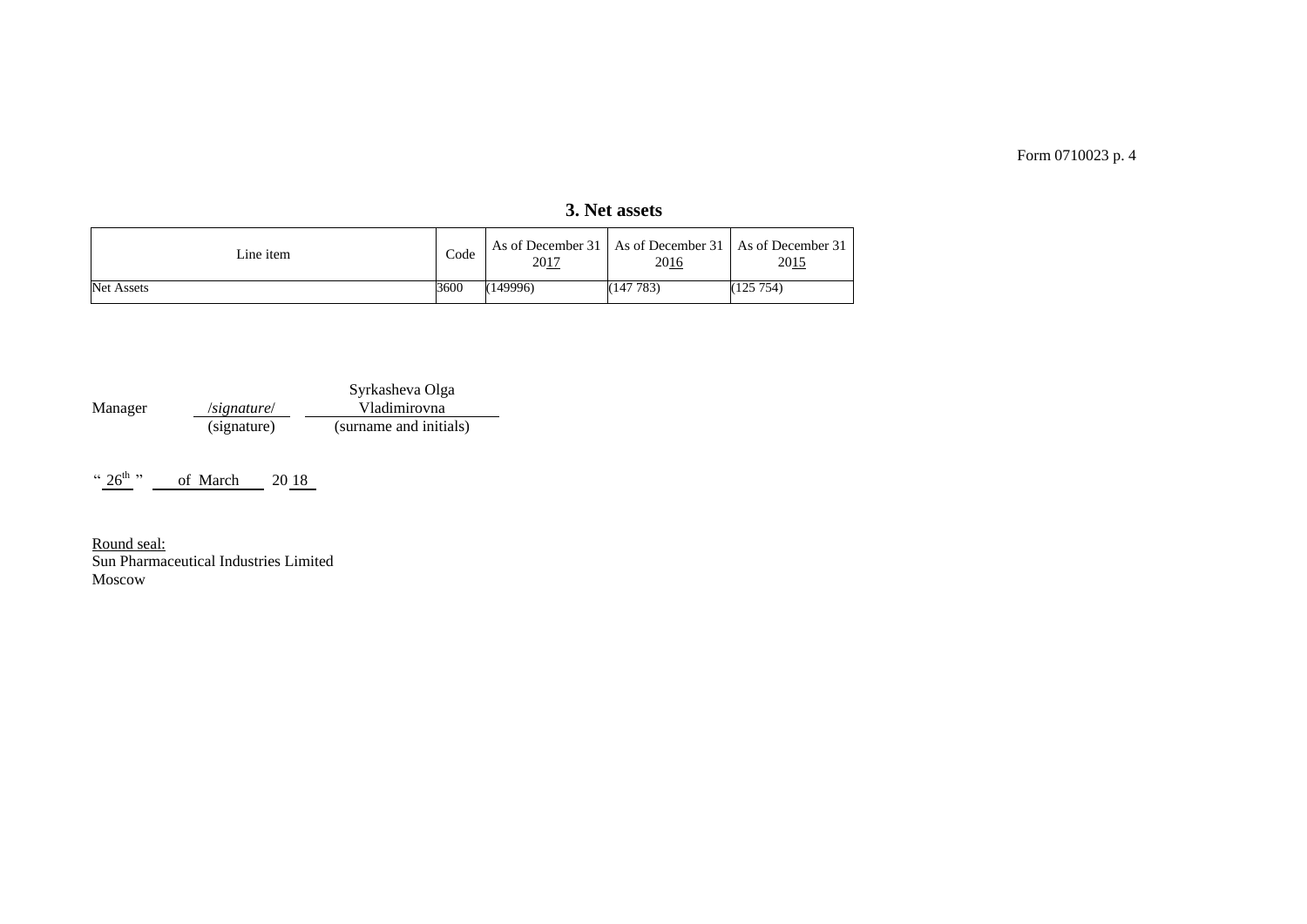Form 0710023 p. 4

## 3. Net assets

| Line item | Code | As of December 31 2017 | As of December 31 2016 | As of December 31 2015 |
|---|---|---|---|---|
| Net Assets | 3600 | (149996) | (147 783) | (125 754) |

Manager /*signature*/ (signature) Syrkasheva Olga Vladimirovna (surname and initials)

" 26th " of March 20 18

Round seal:
Sun Pharmaceutical Industries Limited
Moscow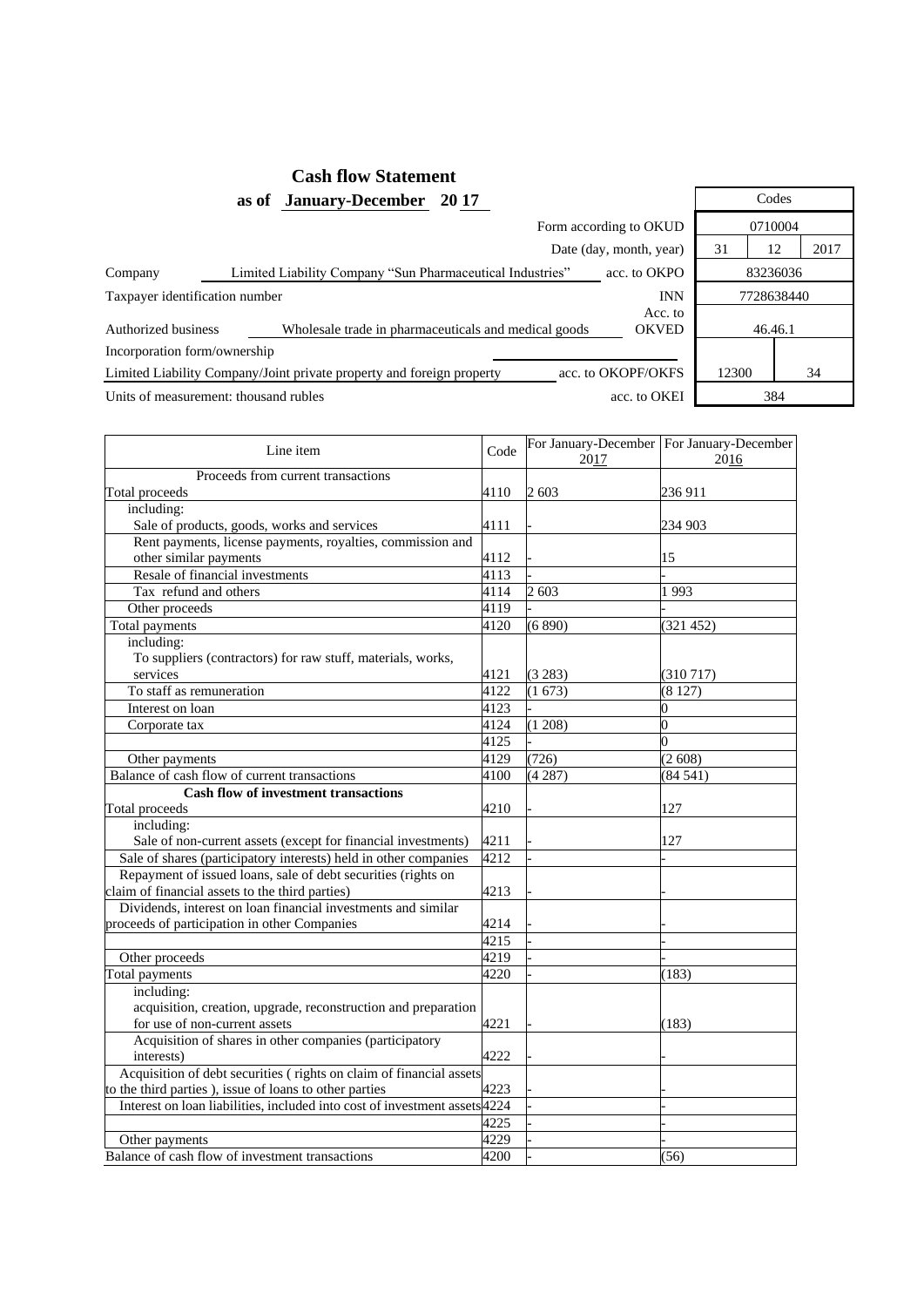# Cash flow Statement

**as of January-December 20 17**

| | | Codes | | |
|---|---|---|---|---|
| | Form according to OKUD | 0710004 | | |
| | Date (day, month, year) | 31 | 12 | 2017 |
| Company: Limited Liability Company "Sun Pharmaceutical Industries" | acc. to OKPO | 83236036 | | |
| Taxpayer identification number | INN | 7728638440 | | |
| Authorized business: Wholesale trade in pharmaceuticals and medical goods | Acc. to OKVED | 46.46.1 | | |
| Incorporation form/ownership | | | | |
| Limited Liability Company/Joint private property and foreign property | acc. to OKOPF/OKFS | 12300 | | 34 |
| Units of measurement: thousand rubles | acc. to OKEI | 384 | | |

| Line item | Code | For January-December 2017 | For January-December 2016 |
|---|---|---|---|
| Proceeds from current transactions | | | |
| Total proceeds | 4110 | 2 603 | 236 911 |
| including: | | | |
| Sale of products, goods, works and services | 4111 | - | 234 903 |
| Rent payments, license payments, royalties, commission and other similar payments | 4112 | - | 15 |
| Resale of financial investments | 4113 | - | - |
| Tax refund and others | 4114 | 2 603 | 1 993 |
| Other proceeds | 4119 | - | - |
| Total payments | 4120 | (6 890) | (321 452) |
| including: To suppliers (contractors) for raw stuff, materials, works, services | 4121 | (3 283) | (310 717) |
| To staff as remuneration | 4122 | (1 673) | (8 127) |
| Interest on loan | 4123 | - | 0 |
| Corporate tax | 4124 | (1 208) | 0 |
| | 4125 | - | 0 |
| Other payments | 4129 | (726) | (2 608) |
| Balance of cash flow of current transactions | 4100 | (4 287) | (84 541) |
| **Cash flow of investment transactions** | | | |
| Total proceeds | 4210 | - | 127 |
| including: Sale of non-current assets (except for financial investments) | 4211 | - | 127 |
| Sale of shares (participatory interests) held in other companies | 4212 | - | - |
| Repayment of issued loans, sale of debt securities (rights on claim of financial assets to the third parties) | 4213 | - | - |
| Dividends, interest on loan financial investments and similar proceeds of participation in other Companies | 4214 | - | - |
| | 4215 | - | - |
| Other proceeds | 4219 | - | - |
| Total payments | 4220 | - | (183) |
| including: acquisition, creation, upgrade, reconstruction and preparation for use of non-current assets | 4221 | - | (183) |
| Acquisition of shares in other companies (participatory interests) | 4222 | - | - |
| Acquisition of debt securities ( rights on claim of financial assets to the third parties ), issue of loans to other parties | 4223 | - | - |
| Interest on loan liabilities, included into cost of investment assets | 4224 | - | - |
| | 4225 | - | - |
| Other payments | 4229 | - | - |
| Balance of cash flow of investment transactions | 4200 | - | (56) |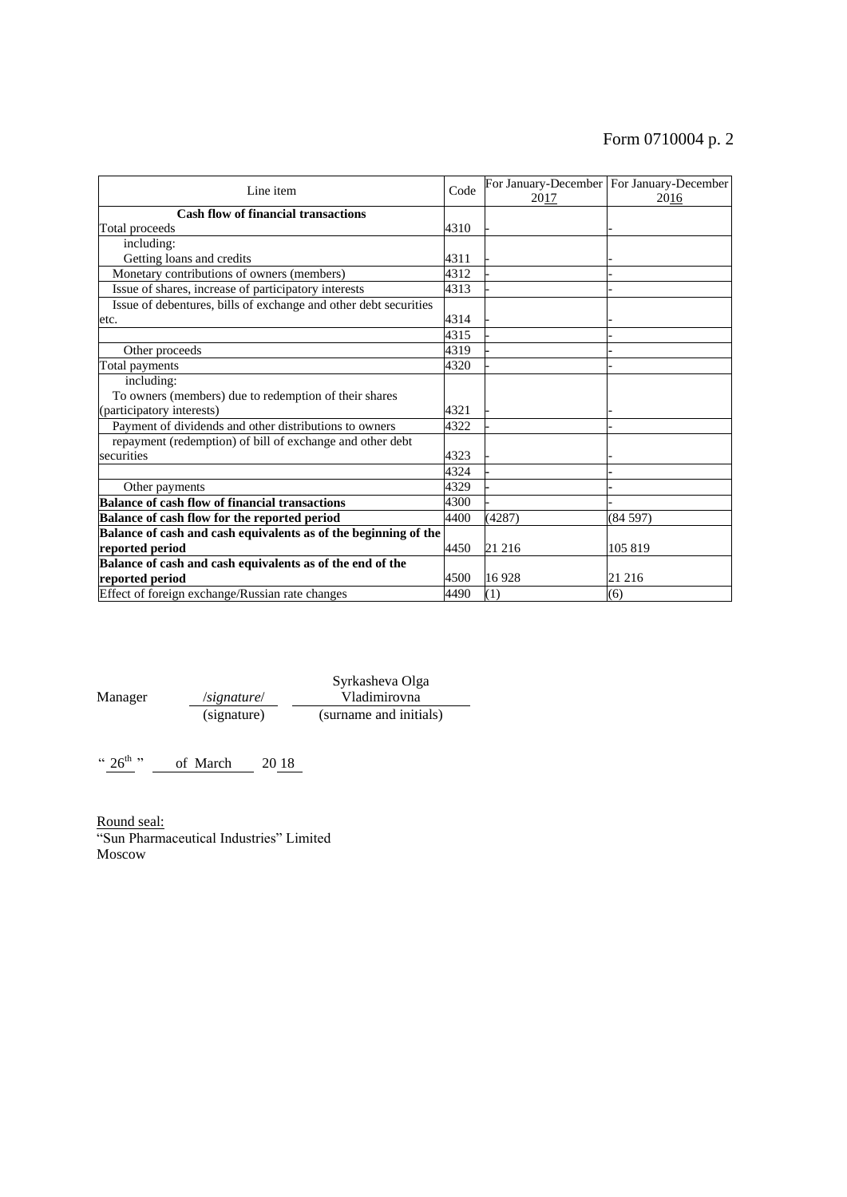Form 0710004 p. 2

| Line item | Code | For January-December 2017 | For January-December 2016 |
|---|---|---|---|
| **Cash flow of financial transactions** | | | |
| Total proceeds | 4310 | - | - |
| including: Getting loans and credits | 4311 | - | - |
| Monetary contributions of owners (members) | 4312 | - | - |
| Issue of shares, increase of participatory interests | 4313 | - | - |
| Issue of debentures, bills of exchange and other debt securities etc. | 4314 | - | - |
| | 4315 | - | - |
| Other proceeds | 4319 | - | - |
| Total payments | 4320 | - | - |
| including: To owners (members) due to redemption of their shares (participatory interests) | 4321 | - | - |
| Payment of dividends and other distributions to owners | 4322 | - | - |
| repayment (redemption) of bill of exchange and other debt securities | 4323 | - | - |
| | 4324 | - | - |
| Other payments | 4329 | - | - |
| **Balance of cash flow of financial transactions** | 4300 | - | - |
| **Balance of cash flow for the reported period** | 4400 | (4287) | (84 597) |
| **Balance of cash and cash equivalents as of the beginning of the reported period** | 4450 | 21 216 | 105 819 |
| **Balance of cash and cash equivalents as of the end of the reported period** | 4500 | 16 928 | 21 216 |
| Effect of foreign exchange/Russian rate changes | 4490 | (1) | (6) |

Manager /*signature*/ (signature) Syrkasheva Olga Vladimirovna (surname and initials)

" 26th " of March 20 18

Round seal:
"Sun Pharmaceutical Industries" Limited
Moscow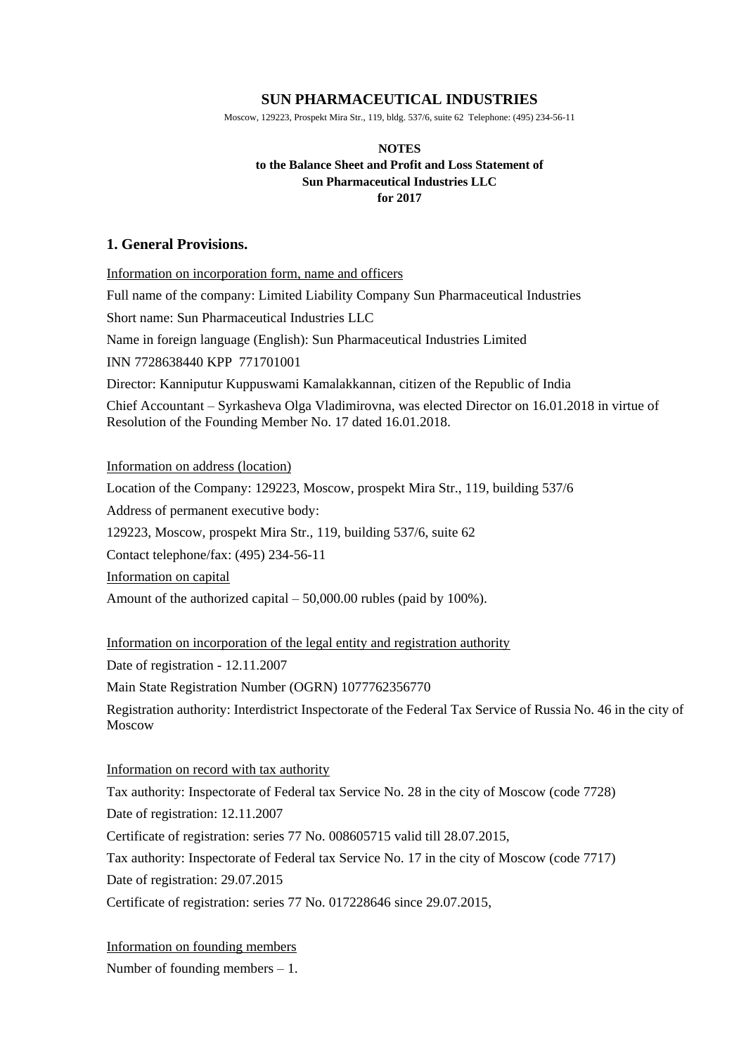**SUN PHARMACEUTICAL INDUSTRIES**

Moscow, 129223, Prospekt Mira Str., 119, bldg. 537/6, suite 62 Telephone: (495) 234-56-11

**NOTES**
**to the Balance Sheet and Profit and Loss Statement of**
**Sun Pharmaceutical Industries LLC**
**for 2017**

## 1. General Provisions.

Information on incorporation form, name and officers

Full name of the company: Limited Liability Company Sun Pharmaceutical Industries

Short name: Sun Pharmaceutical Industries LLC

Name in foreign language (English): Sun Pharmaceutical Industries Limited

INN 7728638440 KPP 771701001

Director: Kanniputur Kuppuswami Kamalakkannan, citizen of the Republic of India

Chief Accountant – Syrkasheva Olga Vladimirovna, was elected Director on 16.01.2018 in virtue of Resolution of the Founding Member No. 17 dated 16.01.2018.

Information on address (location)

Location of the Company: 129223, Moscow, prospekt Mira Str., 119, building 537/6

Address of permanent executive body:

129223, Moscow, prospekt Mira Str., 119, building 537/6, suite 62

Contact telephone/fax: (495) 234-56-11

Information on capital

Amount of the authorized capital – 50,000.00 rubles (paid by 100%).

Information on incorporation of the legal entity and registration authority

Date of registration - 12.11.2007

Main State Registration Number (OGRN) 1077762356770

Registration authority: Interdistrict Inspectorate of the Federal Tax Service of Russia No. 46 in the city of Moscow

Information on record with tax authority

Tax authority: Inspectorate of Federal tax Service No. 28 in the city of Moscow (code 7728)

Date of registration: 12.11.2007

Certificate of registration: series 77 No. 008605715 valid till 28.07.2015,

Tax authority: Inspectorate of Federal tax Service No. 17 in the city of Moscow (code 7717)

Date of registration: 29.07.2015

Certificate of registration: series 77 No. 017228646 since 29.07.2015,

Information on founding members

Number of founding members – 1.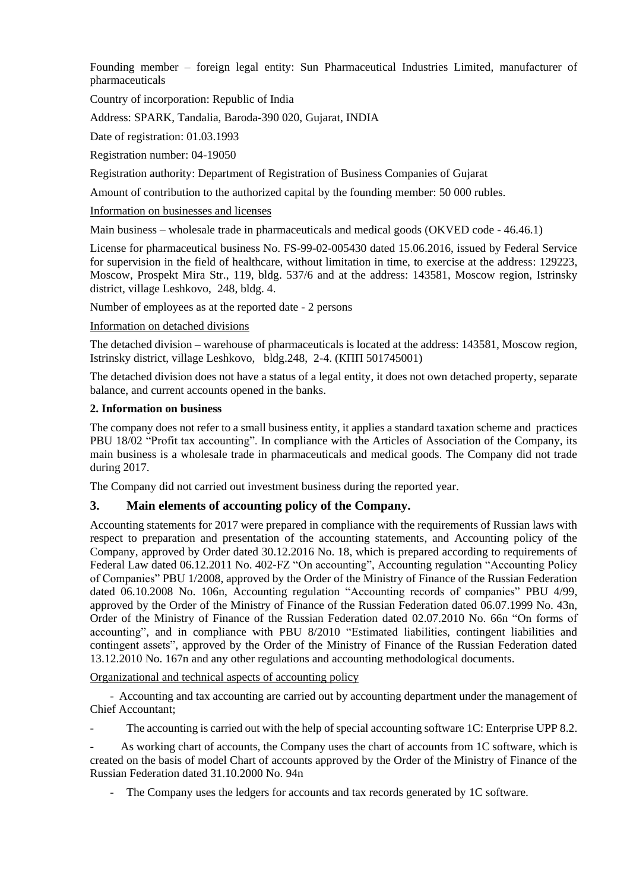Founding member – foreign legal entity: Sun Pharmaceutical Industries Limited, manufacturer of pharmaceuticals

Country of incorporation: Republic of India

Address: SPARK, Tandalia, Baroda-390 020, Gujarat, INDIA

Date of registration: 01.03.1993

Registration number: 04-19050

Registration authority: Department of Registration of Business Companies of Gujarat

Amount of contribution to the authorized capital by the founding member: 50 000 rubles.

Information on businesses and licenses

Main business – wholesale trade in pharmaceuticals and medical goods (OKVED code - 46.46.1)

License for pharmaceutical business No. FS-99-02-005430 dated 15.06.2016, issued by Federal Service for supervision in the field of healthcare, without limitation in time, to exercise at the address: 129223, Moscow, Prospekt Mira Str., 119, bldg. 537/6 and at the address: 143581, Moscow region, Istrinsky district, village Leshkovo, 248, bldg. 4.

Number of employees as at the reported date - 2 persons

Information on detached divisions

The detached division – warehouse of pharmaceuticals is located at the address: 143581, Moscow region, Istrinsky district, village Leshkovo, bldg.248, 2-4. (КПП 501745001)

The detached division does not have a status of a legal entity, it does not own detached property, separate balance, and current accounts opened in the banks.

**2. Information on business**

The company does not refer to a small business entity, it applies a standard taxation scheme and practices PBU 18/02 "Profit tax accounting". In compliance with the Articles of Association of the Company, its main business is a wholesale trade in pharmaceuticals and medical goods. The Company did not trade during 2017.

The Company did not carried out investment business during the reported year.

## 3. Main elements of accounting policy of the Company.

Accounting statements for 2017 were prepared in compliance with the requirements of Russian laws with respect to preparation and presentation of the accounting statements, and Accounting policy of the Company, approved by Order dated 30.12.2016 No. 18, which is prepared according to requirements of Federal Law dated 06.12.2011 No. 402-FZ "On accounting", Accounting regulation "Accounting Policy of Companies" PBU 1/2008, approved by the Order of the Ministry of Finance of the Russian Federation dated 06.10.2008 No. 106n, Accounting regulation "Accounting records of companies" PBU 4/99, approved by the Order of the Ministry of Finance of the Russian Federation dated 06.07.1999 No. 43n, Order of the Ministry of Finance of the Russian Federation dated 02.07.2010 No. 66n "On forms of accounting", and in compliance with PBU 8/2010 "Estimated liabilities, contingent liabilities and contingent assets", approved by the Order of the Ministry of Finance of the Russian Federation dated 13.12.2010 No. 167n and any other regulations and accounting methodological documents.

Organizational and technical aspects of accounting policy

- Accounting and tax accounting are carried out by accounting department under the management of Chief Accountant;
- The accounting is carried out with the help of special accounting software 1C: Enterprise UPP 8.2.
- As working chart of accounts, the Company uses the chart of accounts from 1C software, which is created on the basis of model Chart of accounts approved by the Order of the Ministry of Finance of the Russian Federation dated 31.10.2000 No. 94n
- The Company uses the ledgers for accounts and tax records generated by 1C software.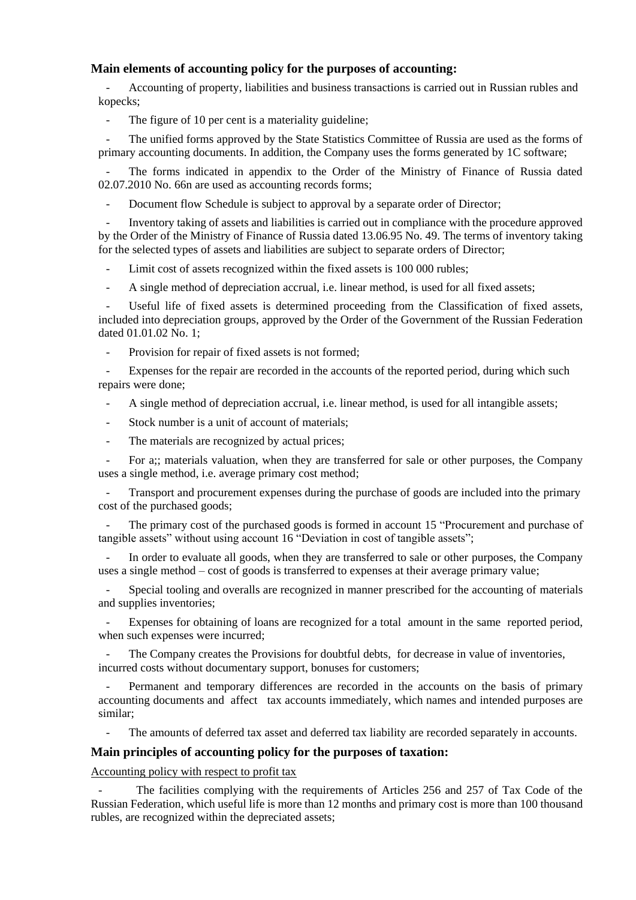### Main elements of accounting policy for the purposes of accounting:

- Accounting of property, liabilities and business transactions is carried out in Russian rubles and kopecks;
- The figure of 10 per cent is a materiality guideline;
- The unified forms approved by the State Statistics Committee of Russia are used as the forms of primary accounting documents. In addition, the Company uses the forms generated by 1C software;
- The forms indicated in appendix to the Order of the Ministry of Finance of Russia dated 02.07.2010 No. 66n are used as accounting records forms;
- Document flow Schedule is subject to approval by a separate order of Director;
- Inventory taking of assets and liabilities is carried out in compliance with the procedure approved by the Order of the Ministry of Finance of Russia dated 13.06.95 No. 49. The terms of inventory taking for the selected types of assets and liabilities are subject to separate orders of Director;
- Limit cost of assets recognized within the fixed assets is 100 000 rubles;
- A single method of depreciation accrual, i.e. linear method, is used for all fixed assets;
- Useful life of fixed assets is determined proceeding from the Classification of fixed assets, included into depreciation groups, approved by the Order of the Government of the Russian Federation dated 01.01.02 No. 1;
- Provision for repair of fixed assets is not formed;
- Expenses for the repair are recorded in the accounts of the reported period, during which such repairs were done;
- A single method of depreciation accrual, i.e. linear method, is used for all intangible assets;
- Stock number is a unit of account of materials;
- The materials are recognized by actual prices;
- For a;; materials valuation, when they are transferred for sale or other purposes, the Company uses a single method, i.e. average primary cost method;
- Transport and procurement expenses during the purchase of goods are included into the primary cost of the purchased goods;
- The primary cost of the purchased goods is formed in account 15 "Procurement and purchase of tangible assets" without using account 16 "Deviation in cost of tangible assets";
- In order to evaluate all goods, when they are transferred to sale or other purposes, the Company uses a single method – cost of goods is transferred to expenses at their average primary value;
- Special tooling and overalls are recognized in manner prescribed for the accounting of materials and supplies inventories;
- Expenses for obtaining of loans are recognized for a total amount in the same reported period, when such expenses were incurred;
- The Company creates the Provisions for doubtful debts, for decrease in value of inventories, incurred costs without documentary support, bonuses for customers;
- Permanent and temporary differences are recorded in the accounts on the basis of primary accounting documents and affect tax accounts immediately, which names and intended purposes are similar;
- The amounts of deferred tax asset and deferred tax liability are recorded separately in accounts.

### Main principles of accounting policy for the purposes of taxation:

Accounting policy with respect to profit tax

- The facilities complying with the requirements of Articles 256 and 257 of Tax Code of the Russian Federation, which useful life is more than 12 months and primary cost is more than 100 thousand rubles, are recognized within the depreciated assets;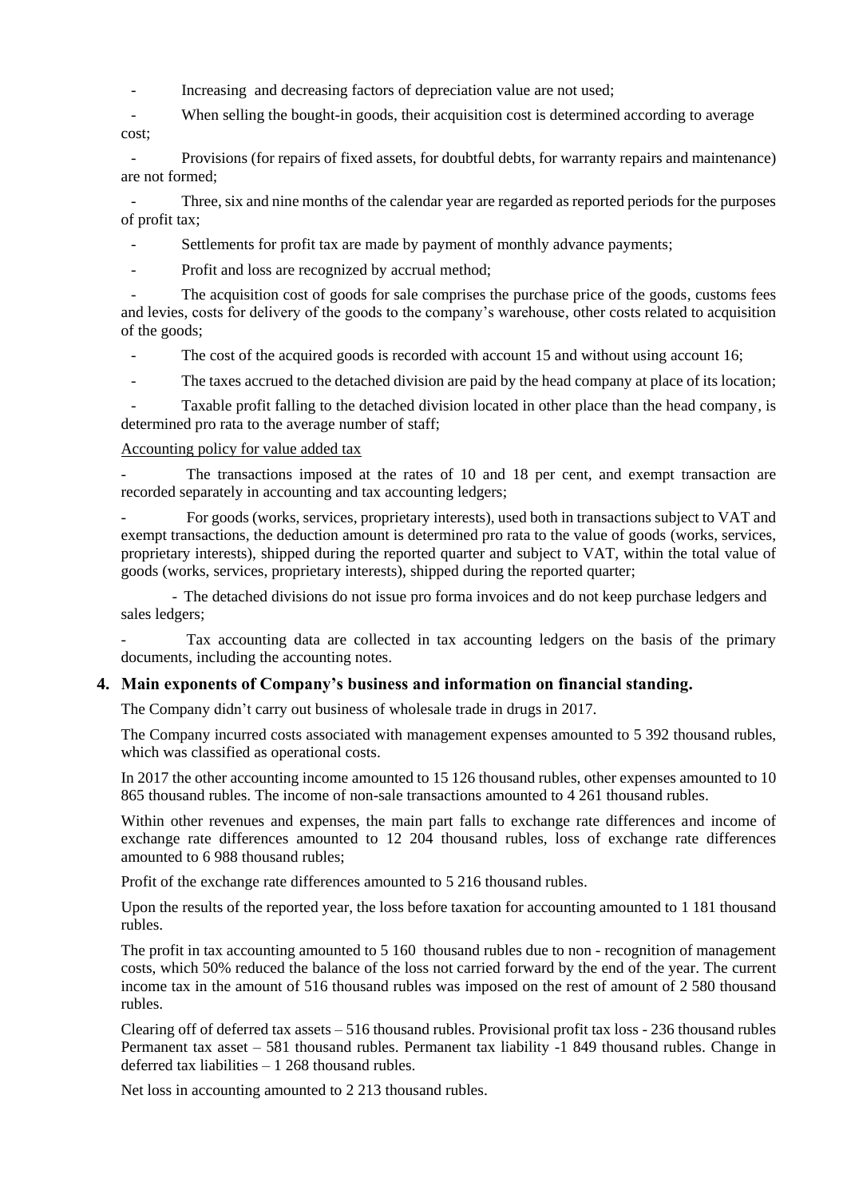- Increasing and decreasing factors of depreciation value are not used;
- When selling the bought-in goods, their acquisition cost is determined according to average cost;
- Provisions (for repairs of fixed assets, for doubtful debts, for warranty repairs and maintenance) are not formed;
- Three, six and nine months of the calendar year are regarded as reported periods for the purposes of profit tax;
- Settlements for profit tax are made by payment of monthly advance payments;
- Profit and loss are recognized by accrual method;
- The acquisition cost of goods for sale comprises the purchase price of the goods, customs fees and levies, costs for delivery of the goods to the company's warehouse, other costs related to acquisition of the goods;
- The cost of the acquired goods is recorded with account 15 and without using account 16;
- The taxes accrued to the detached division are paid by the head company at place of its location;
- Taxable profit falling to the detached division located in other place than the head company, is determined pro rata to the average number of staff;

Accounting policy for value added tax

- The transactions imposed at the rates of 10 and 18 per cent, and exempt transaction are recorded separately in accounting and tax accounting ledgers;
- For goods (works, services, proprietary interests), used both in transactions subject to VAT and exempt transactions, the deduction amount is determined pro rata to the value of goods (works, services, proprietary interests), shipped during the reported quarter and subject to VAT, within the total value of goods (works, services, proprietary interests), shipped during the reported quarter;
- The detached divisions do not issue pro forma invoices and do not keep purchase ledgers and sales ledgers;
- Tax accounting data are collected in tax accounting ledgers on the basis of the primary documents, including the accounting notes.

## 4. Main exponents of Company's business and information on financial standing.

The Company didn't carry out business of wholesale trade in drugs in 2017.

The Company incurred costs associated with management expenses amounted to 5 392 thousand rubles, which was classified as operational costs.

In 2017 the other accounting income amounted to 15 126 thousand rubles, other expenses amounted to 10 865 thousand rubles. The income of non-sale transactions amounted to 4 261 thousand rubles.

Within other revenues and expenses, the main part falls to exchange rate differences and income of exchange rate differences amounted to 12 204 thousand rubles, loss of exchange rate differences amounted to 6 988 thousand rubles;

Profit of the exchange rate differences amounted to 5 216 thousand rubles.

Upon the results of the reported year, the loss before taxation for accounting amounted to 1 181 thousand rubles.

The profit in tax accounting amounted to 5 160 thousand rubles due to non - recognition of management costs, which 50% reduced the balance of the loss not carried forward by the end of the year. The current income tax in the amount of 516 thousand rubles was imposed on the rest of amount of 2 580 thousand rubles.

Clearing off of deferred tax assets – 516 thousand rubles. Provisional profit tax loss - 236 thousand rubles Permanent tax asset – 581 thousand rubles. Permanent tax liability -1 849 thousand rubles. Change in deferred tax liabilities – 1 268 thousand rubles.

Net loss in accounting amounted to 2 213 thousand rubles.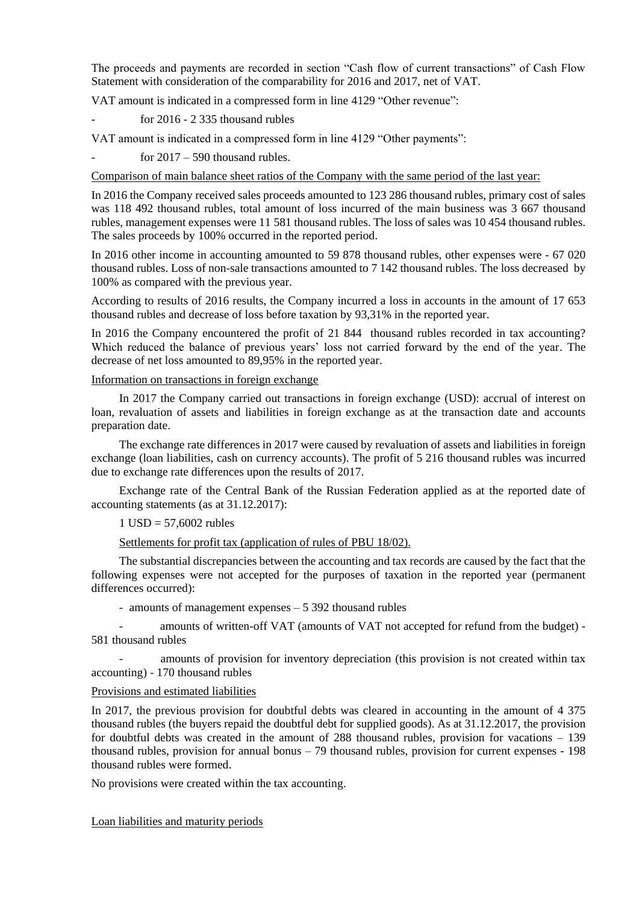The proceeds and payments are recorded in section “Cash flow of current transactions” of Cash Flow Statement with consideration of the comparability for 2016 and 2017, net of VAT.

VAT amount is indicated in a compressed form in line 4129 “Other revenue”:

- for 2016 - 2 335 thousand rubles

VAT amount is indicated in a compressed form in line 4129 “Other payments”:

- for 2017 – 590 thousand rubles.

Comparison of main balance sheet ratios of the Company with the same period of the last year:

In 2016 the Company received sales proceeds amounted to 123 286 thousand rubles, primary cost of sales was 118 492 thousand rubles, total amount of loss incurred of the main business was 3 667 thousand rubles, management expenses were 11 581 thousand rubles. The loss of sales was 10 454 thousand rubles. The sales proceeds by 100% occurred in the reported period.

In 2016 other income in accounting amounted to 59 878 thousand rubles, other expenses were - 67 020 thousand rubles. Loss of non-sale transactions amounted to 7 142 thousand rubles. The loss decreased by 100% as compared with the previous year.

According to results of 2016 results, the Company incurred a loss in accounts in the amount of 17 653 thousand rubles and decrease of loss before taxation by 93,31% in the reported year.

In 2016 the Company encountered the profit of 21 844 thousand rubles recorded in tax accounting? Which reduced the balance of previous years’ loss not carried forward by the end of the year. The decrease of net loss amounted to 89,95% in the reported year.

Information on transactions in foreign exchange

In 2017 the Company carried out transactions in foreign exchange (USD): accrual of interest on loan, revaluation of assets and liabilities in foreign exchange as at the transaction date and accounts preparation date.

The exchange rate differences in 2017 were caused by revaluation of assets and liabilities in foreign exchange (loan liabilities, cash on currency accounts). The profit of 5 216 thousand rubles was incurred due to exchange rate differences upon the results of 2017.

Exchange rate of the Central Bank of the Russian Federation applied as at the reported date of accounting statements (as at 31.12.2017):

1 USD = 57,6002 rubles

Settlements for profit tax (application of rules of PBU 18/02).

The substantial discrepancies between the accounting and tax records are caused by the fact that the following expenses were not accepted for the purposes of taxation in the reported year (permanent differences occurred):

- amounts of management expenses – 5 392 thousand rubles
- amounts of written-off VAT (amounts of VAT not accepted for refund from the budget) - 581 thousand rubles
- amounts of provision for inventory depreciation (this provision is not created within tax accounting) - 170 thousand rubles

Provisions and estimated liabilities

In 2017, the previous provision for doubtful debts was cleared in accounting in the amount of 4 375 thousand rubles (the buyers repaid the doubtful debt for supplied goods). As at 31.12.2017, the provision for doubtful debts was created in the amount of 288 thousand rubles, provision for vacations – 139 thousand rubles, provision for annual bonus – 79 thousand rubles, provision for current expenses - 198 thousand rubles were formed.

No provisions were created within the tax accounting.

Loan liabilities and maturity periods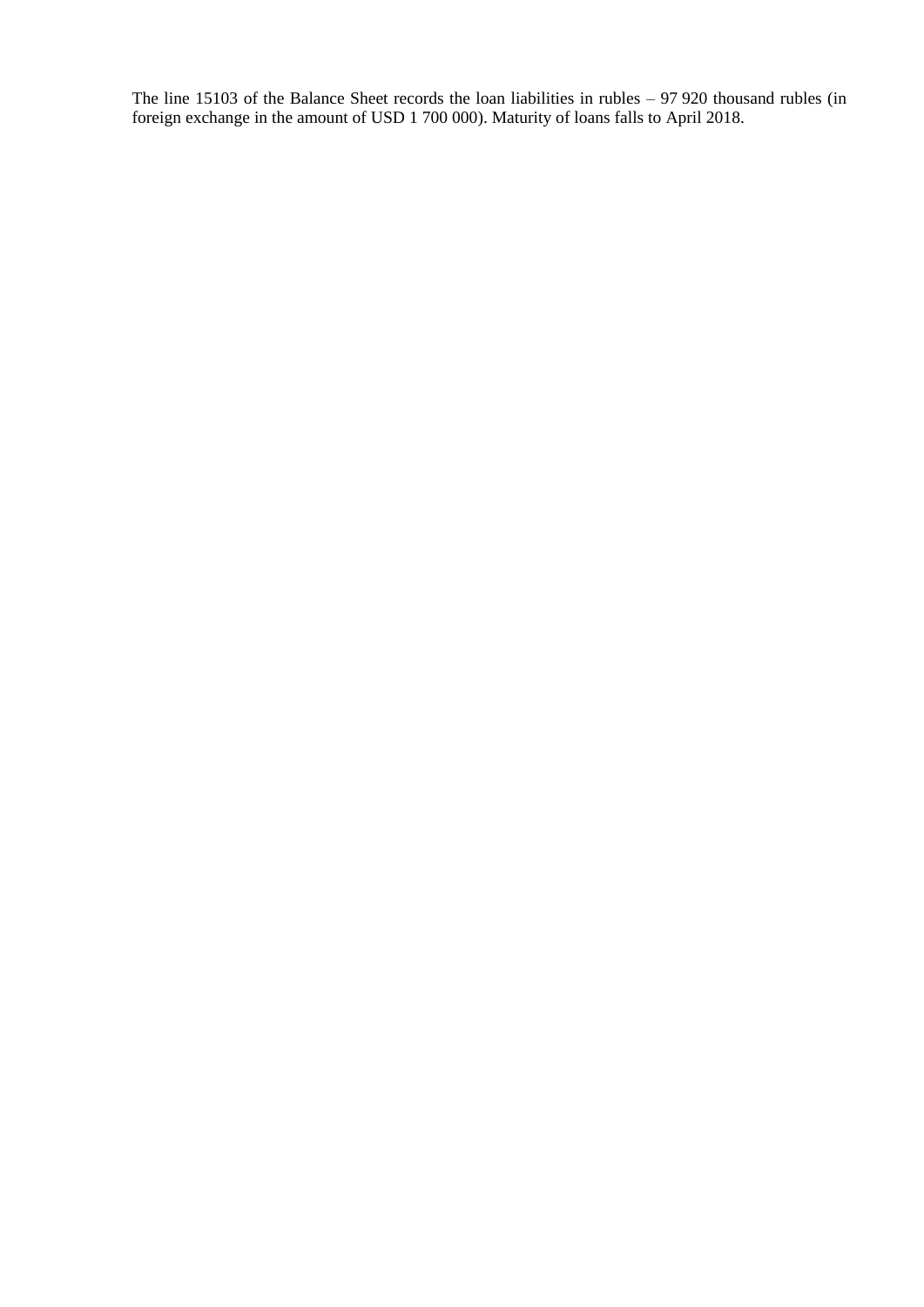The line 15103 of the Balance Sheet records the loan liabilities in rubles – 97 920 thousand rubles (in foreign exchange in the amount of USD 1 700 000). Maturity of loans falls to April 2018.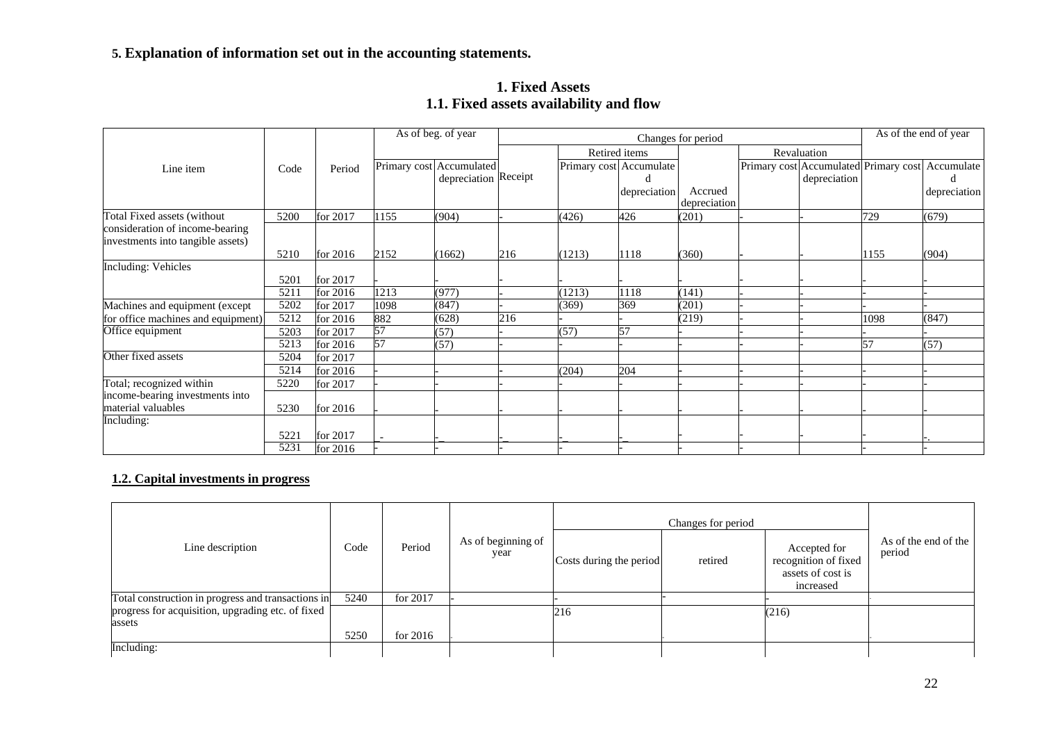## 5. Explanation of information set out in the accounting statements.

### 1. Fixed Assets
### 1.1. Fixed assets availability and flow

| Line item | Code | Period | As of beg. of year | | Changes for period | | | | | | As of the end of year | |
|---|---|---|---|---|---|---|---|---|---|---|---|---|
| | | | | | | Retired items | | | Revaluation | | | |
| | | | Primary cost | Accumulated depreciation | Receipt | Primary cost | Accumulated depreciation | Accrued depreciation | Primary cost | Accumulated depreciation | Primary cost | Accumulated depreciation |
| Total Fixed assets (without consideration of income-bearing investments into tangible assets) | 5200 | for 2017 | 1155 | (904) | - | (426) | 426 | (201) | - | - | 729 | (679) |
| | 5210 | for 2016 | 2152 | (1662) | 216 | (1213) | 1118 | (360) | - | - | 1155 | (904) |
| Including: Vehicles | 5201 | for 2017 | - | | - | | - | | - | - | - | - |
| | 5211 | for 2016 | 1213 | (977) | - | (1213) | 1118 | (141) | - | - | - | - |
| Machines and equipment (except for office machines and equipment) | 5202 | for 2017 | 1098 | (847) | - | (369) | 369 | (201) | - | - | - | - |
| | 5212 | for 2016 | 882 | (628) | 216 | - | - | (219) | - | - | 1098 | (847) |
| Office equipment | 5203 | for 2017 | 57 | (57) | - | (57) | 57 | - | - | - | - | - |
| | 5213 | for 2016 | 57 | (57) | - | - | - | - | - | - | 57 | (57) |
| Other fixed assets | 5204 | for 2017 | | | | | | | | | | |
| | 5214 | for 2016 | - | - | - | (204) | 204 | - | - | - | - | - |
| Total; recognized within income-bearing investments into material valuables | 5220 | for 2017 | - | - | - | - | - | - | - | - | - | - |
| | 5230 | for 2016 | - | - | - | - | - | - | - | - | - | - |
| Including: | 5221 | for 2017 | _- | -_ | -_ | -_ | -_ | - | - | - | - | -. |
| | 5231 | for 2016 | - | - | - | - | - | - | - | | - | - |

### 1.2. Capital investments in progress

| Line description | Code | Period | As of beginning of year | Changes for period | | | As of the end of the period |
|---|---|---|---|---|---|---|---|
| | | | | Costs during the period | retired | Accepted for recognition of fixed assets of cost is increased | |
| Total construction in progress and transactions in progress for acquisition, upgrading etc. of fixed assets | 5240 | for 2017 | - | - | - | - | - |
| | 5250 | for 2016 | - | 216 | - | (216) | - |
| Including: | | | | | | | |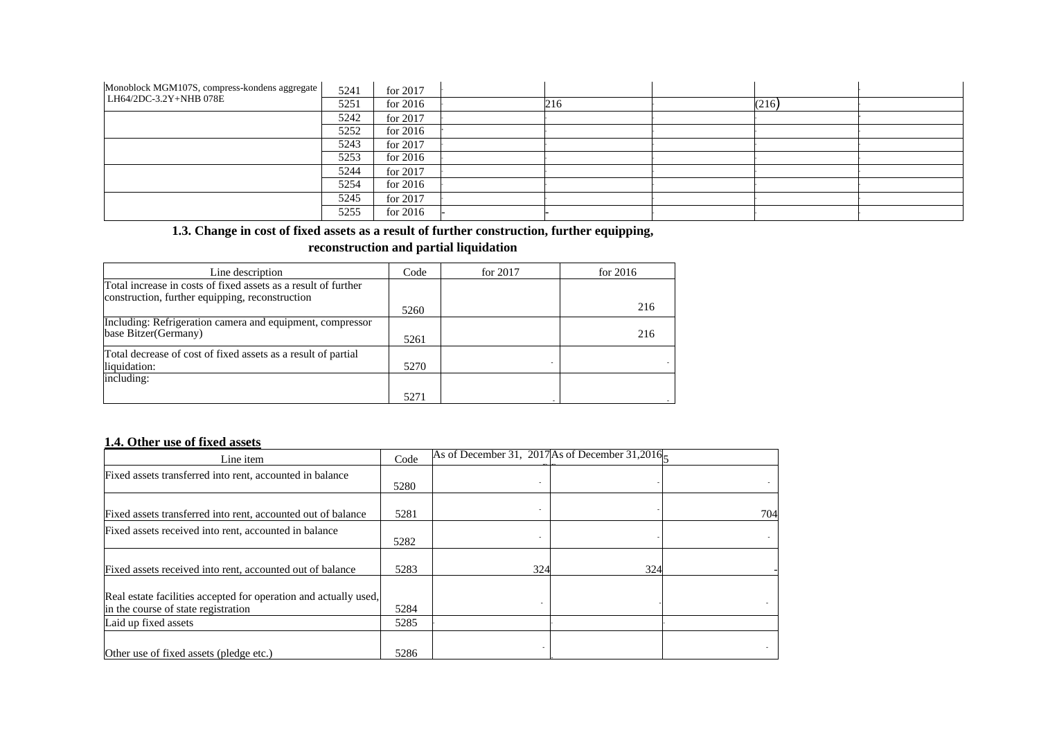| | | | | | | | |
|---|---|---|---|---|---|---|---|
| Monoblock MGM107S, compress-kondens aggregate LH64/2DC-3.2Y+NHB 078E | 5241 | for 2017 | - | | | - | |
| | 5251 | for 2016 | - | 216 | - | (216) | - |
| | 5242 | for 2017 | - | - | - | - | - |
| | 5252 | for 2016 | - | - | - | - | - |
| | 5243 | for 2017 | - | - | - | - | - |
| | 5253 | for 2016 | - | - | - | - | - |
| | 5244 | for 2017 | - | - | - | - | - |
| | 5254 | for 2016 | - | - | - | - | - |
| | 5245 | for 2017 | - | - | - | - | - |
| | 5255 | for 2016 | - | - | | | |

### 1.3. Change in cost of fixed assets as a result of further construction, further equipping, reconstruction and partial liquidation

| Line description | Code | for 2017 | for 2016 |
|---|---|---|---|
| Total increase in costs of fixed assets as a result of further construction, further equipping, reconstruction | 5260 | | 216 |
| Including: Refrigeration camera and equipment, compressor base Bitzer(Germany) | 5261 | | 216 |
| Total decrease of cost of fixed assets as a result of partial liquidation: | 5270 | - | - |
| including: | 5271 | - | - |

### 1.4. Other use of fixed assets

| Line item | Code | As of December 31, 2017 | As of December 31,2016 | 5 |
|---|---|---|---|---|
| Fixed assets transferred into rent, accounted in balance | 5280 | - | - | - |
| Fixed assets transferred into rent, accounted out of balance | 5281 | - | - | 704 |
| Fixed assets received into rent, accounted in balance | 5282 | - | - | - |
| Fixed assets received into rent, accounted out of balance | 5283 | 324 | 324 | - |
| Real estate facilities accepted for operation and actually used, in the course of state registration | 5284 | - | - | - |
| Laid up fixed assets | 5285 | - | - | - |
| Other use of fixed assets (pledge etc.) | 5286 | - | - | - |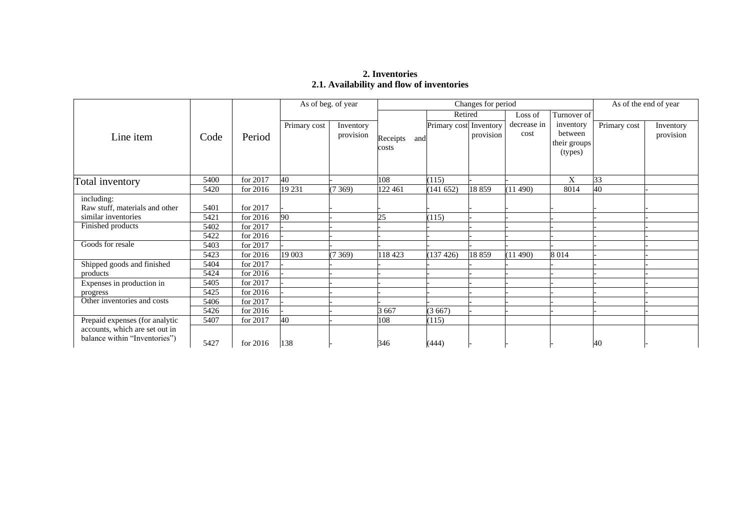## 2. Inventories

### 2.1. Availability and flow of inventories

| Line item | Code | Period | As of beg. of year | | Changes for period | | | | | As of the end of year | |
|---|---|---|---|---|---|---|---|---|---|---|---|
| | | | | | | Retired | | Loss of | Turnover of | | |
| | | | Primary cost | Inventory provision | Receipts and costs | Primary cost | Inventory provision | decrease in cost | inventory between their groups (types) | Primary cost | Inventory provision |
| Total inventory | 5400 | for 2017 | 40 | - | 108 | (115) | - | - | X | 33 | |
| | 5420 | for 2016 | 19 231 | (7 369) | 122 461 | (141 652) | 18 859 | (11 490) | 8014 | 40 | - |
| including: Raw stuff, materials and other similar inventories | 5401 | for 2017 | - | - | - | - | - | - | - | - | - |
| | 5421 | for 2016 | 90 | - | 25 | (115) | - | - | - | - | - |
| Finished products | 5402 | for 2017 | - | - | - | - | - | - | - | - | - |
| | 5422 | for 2016 | - | - | - | - | - | - | - | - | - |
| Goods for resale | 5403 | for 2017 | - | - | - | - | - | - | - | - | - |
| | 5423 | for 2016 | 19 003 | (7 369) | 118 423 | (137 426) | 18 859 | (11 490) | 8 014 | - | - |
| Shipped goods and finished products | 5404 | for 2017 | - | - | - | - | - | - | - | - | - |
| | 5424 | for 2016 | - | - | - | - | - | - | - | - | - |
| Expenses in production in progress | 5405 | for 2017 | - | - | - | - | - | - | - | - | - |
| | 5425 | for 2016 | - | - | - | - | - | - | - | - | - |
| Other inventories and costs | 5406 | for 2017 | - | - | - | - | - | - | - | - | - |
| | 5426 | for 2016 | - | - | 3 667 | (3 667) | - | - | - | - | - |
| Prepaid expenses (for analytic accounts, which are set out in balance within “Inventories”) | 5407 | for 2017 | 40 | - | 108 | (115) | | | | | |
| | 5427 | for 2016 | 138 | - | 346 | (444) | - | - | - | 40 | - |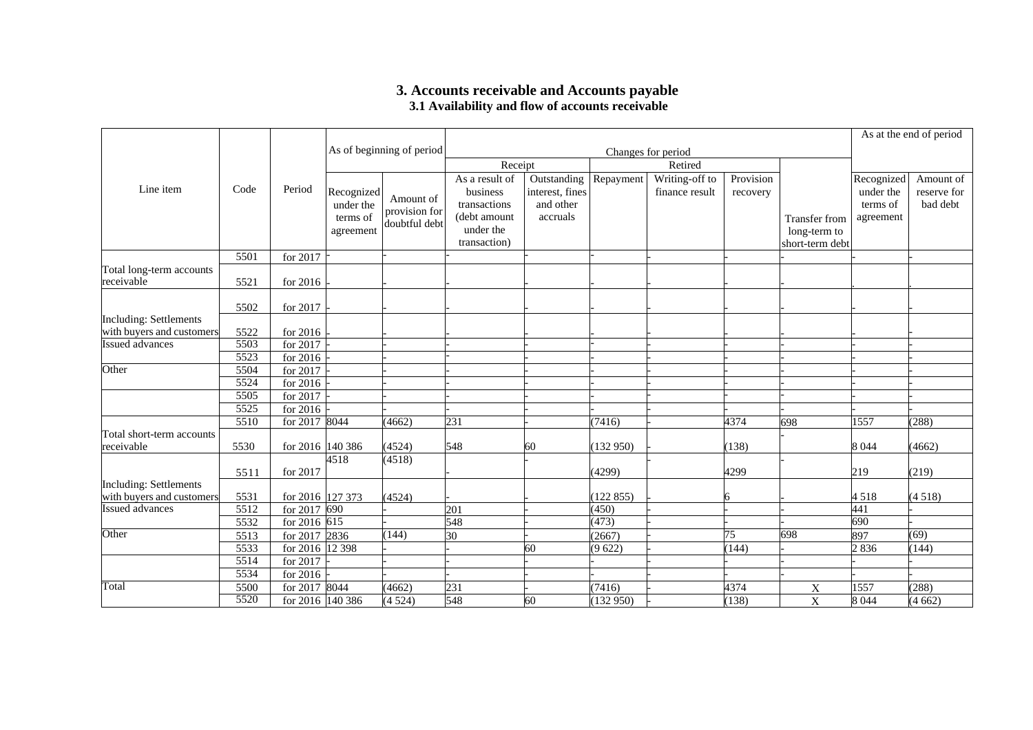## 3. Accounts receivable and Accounts payable

### 3.1 Availability and flow of accounts receivable

| Line item | Code | Period | As of beginning of period | | Changes for period | | | | | | As at the end of period | |
|---|---|---|---|---|---|---|---|---|---|---|---|---|
| | | | | | Receipt | | Retired | | | | | |
| | | | Recognized under the terms of agreement | Amount of provision for doubtful debt | As a result of business transactions (debt amount under the transaction) | Outstanding interest, fines and other accruals | Repayment | Writing-off to finance result | Provision recovery | Transfer from long-term to short-term debt | Recognized under the terms of agreement | Amount of reserve for bad debt |
| Total long-term accounts receivable | 5501 | for 2017 | - | - | - | - | - | - | - | - | - | - |
| | 5521 | for 2016 | - | - | - | - | - | - | - | - | . | . |
| Including: Settlements with buyers and customers | 5502 | for 2017 | - | - | - | - | - | - | - | - | - | - |
| | 5522 | for 2016 | - | - | - | - | - | - | - | - | - | - |
| Issued advances | 5503 | for 2017 | - | - | - | - | - | - | - | - | - | - |
| | 5523 | for 2016 | - | - | - | - | - | - | - | - | - | - |
| Other | 5504 | for 2017 | - | - | - | - | - | - | - | - | - | - |
| | 5524 | for 2016 | - | - | - | - | - | - | - | - | - | - |
| | 5505 | for 2017 | - | - | - | - | - | - | - | - | - | - |
| | 5525 | for 2016 | - | - | - | - | - | - | - | - | - | - |
| Total short-term accounts receivable | 5510 | for 2017 | 8044 | (4662) | 231 | - | (7416) | - | 4374 | 698 | 1557 | (288) |
| | 5530 | for 2016 | 140 386 | (4524) | 548 | 60 | (132 950) | - | (138) | - | 8 044 | (4662) |
| Including: Settlements with buyers and customers | 5511 | for 2017 | 4518 | (4518) | - | - | (4299) | | 4299 | - | 219 | (219) |
| | 5531 | for 2016 | 127 373 | (4524) | - | - | (122 855) | - | 6 | - | 4 518 | (4 518) |
| Issued advances | 5512 | for 2017 | 690 | - | 201 | - | (450) | - | - | - | 441 | - |
| | 5532 | for 2016 | 615 | - | 548 | - | (473) | - | - | - | 690 | - |
| Other | 5513 | for 2017 | 2836 | (144) | 30 | - | (2667) | - | 75 | 698 | 897 | (69) |
| | 5533 | for 2016 | 12 398 | - | - | 60 | (9 622) | - | (144) | - | 2 836 | (144) |
| | 5514 | for 2017 | - | - | - | - | - | - | - | - | - | - |
| | 5534 | for 2016 | - | - | - | - | - | - | - | - | - | - |
| Total | 5500 | for 2017 | 8044 | (4662) | 231 | - | (7416) | - | 4374 | X | 1557 | (288) |
| | 5520 | for 2016 | 140 386 | (4 524) | 548 | 60 | (132 950) | - | (138) | X | 8 044 | (4 662) |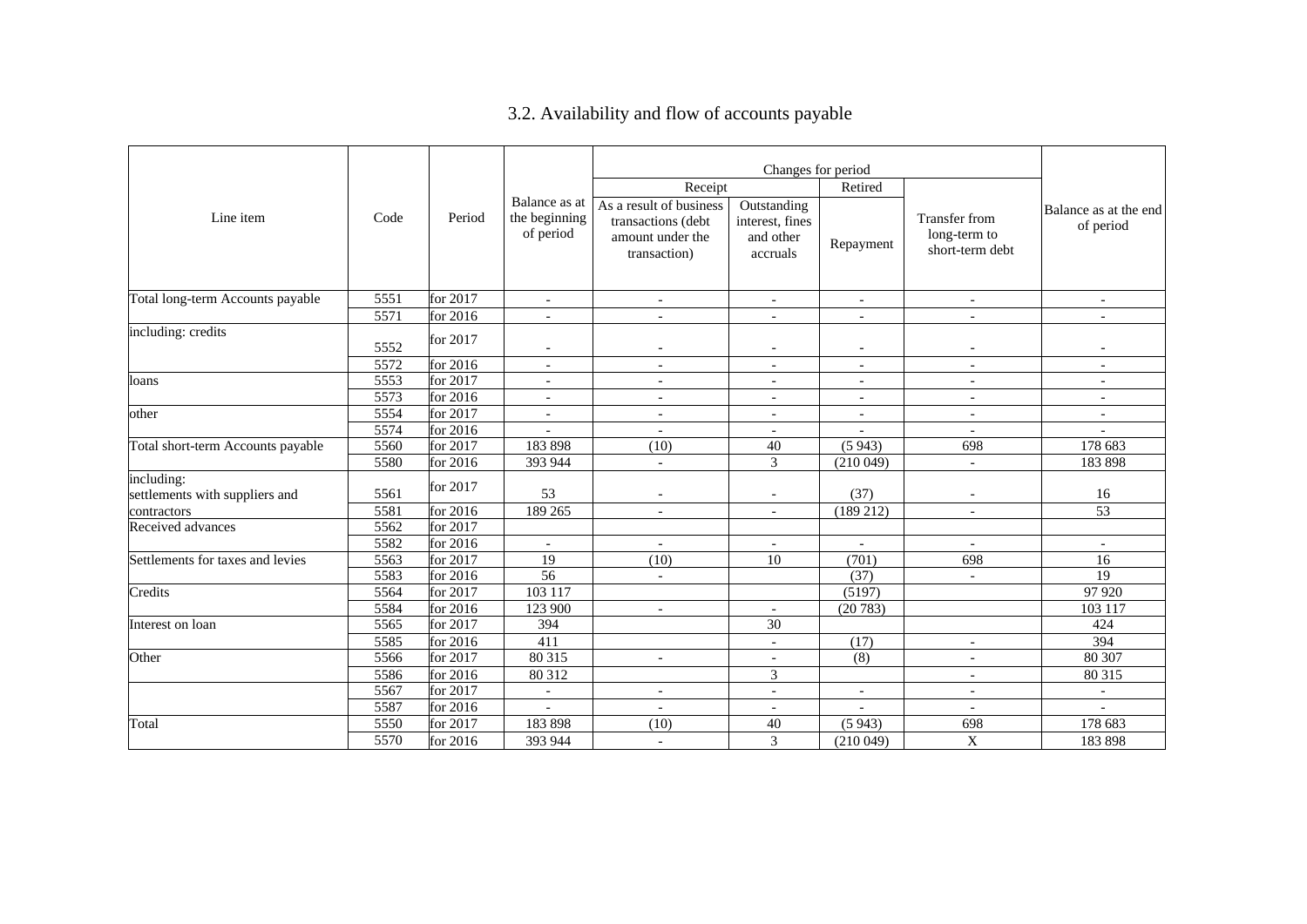## 3.2. Availability and flow of accounts payable

| Line item | Code | Period | Balance as at the beginning of period | Changes for period | | | | Balance as at the end of period |
|---|---|---|---|---|---|---|---|---|
| | | | | Receipt | | Retired | | |
| | | | | As a result of business transactions (debt amount under the transaction) | Outstanding interest, fines and other accruals | Repayment | Transfer from long-term to short-term debt | |
| Total long-term Accounts payable | 5551 | for 2017 | - | - | - | - | - | - |
| | 5571 | for 2016 | - | - | - | - | - | - |
| including: credits | 5552 | for 2017 | - | - | - | - | - | - |
| | 5572 | for 2016 | - | - | - | - | - | - |
| loans | 5553 | for 2017 | - | - | - | - | - | - |
| | 5573 | for 2016 | - | - | - | - | - | - |
| other | 5554 | for 2017 | - | - | - | - | - | - |
| | 5574 | for 2016 | - | - | - | - | - | - |
| Total short-term Accounts payable | 5560 | for 2017 | 183 898 | (10) | 40 | (5 943) | 698 | 178 683 |
| | 5580 | for 2016 | 393 944 | - | 3 | (210 049) | - | 183 898 |
| including: settlements with suppliers and contractors | 5561 | for 2017 | 53 | - | - | (37) | - | 16 |
| | 5581 | for 2016 | 189 265 | - | - | (189 212) | - | 53 |
| Received advances | 5562 | for 2017 | | | | | | |
| | 5582 | for 2016 | - | - | - | - | - | - |
| Settlements for taxes and levies | 5563 | for 2017 | 19 | (10) | 10 | (701) | 698 | 16 |
| | 5583 | for 2016 | 56 | - | | (37) | - | 19 |
| Credits | 5564 | for 2017 | 103 117 | | | (5197) | | 97 920 |
| | 5584 | for 2016 | 123 900 | - | - | (20 783) | | 103 117 |
| Interest on loan | 5565 | for 2017 | 394 | | 30 | | | 424 |
| | 5585 | for 2016 | 411 | | - | (17) | - | 394 |
| Other | 5566 | for 2017 | 80 315 | - | - | (8) | - | 80 307 |
| | 5586 | for 2016 | 80 312 | | 3 | | - | 80 315 |
| | 5567 | for 2017 | - | - | - | - | - | - |
| | 5587 | for 2016 | - | - | - | - | - | - |
| Total | 5550 | for 2017 | 183 898 | (10) | 40 | (5 943) | 698 | 178 683 |
| | 5570 | for 2016 | 393 944 | - | 3 | (210 049) | X | 183 898 |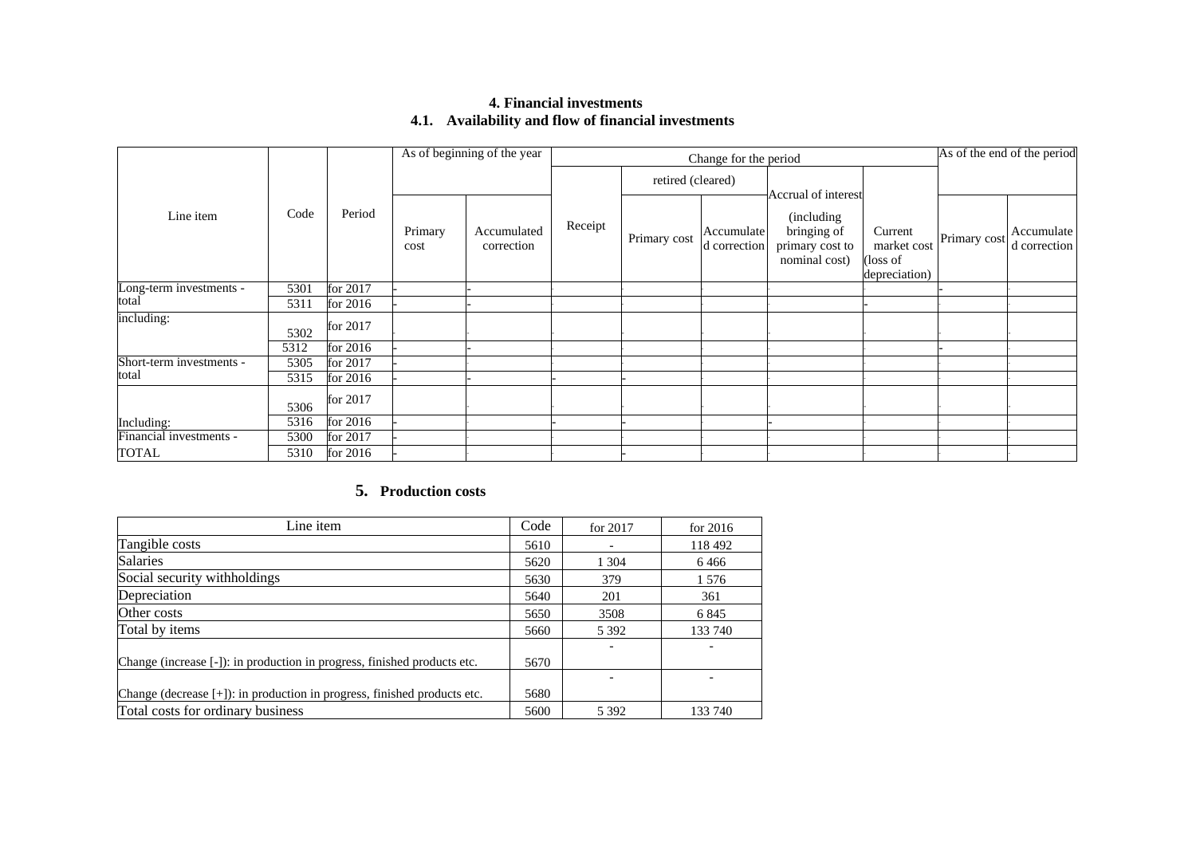## 4. Financial investments

### 4.1. Availability and flow of financial investments

| Line item | Code | Period | As of beginning of the year | | Change for the period | | | | | As of the end of the period | |
|---|---|---|---|---|---|---|---|---|---|---|---|
| | | | | | | retired (cleared) | | Accrual of interest | | | |
| | | | Primary cost | Accumulated correction | Receipt | Primary cost | Accumulated correction | (including bringing of primary cost to nominal cost) | Current market cost (loss of depreciation) | Primary cost | Accumulated correction |
| Long-term investments - total | 5301 | for 2017 | - | - | | | | | | - | |
| | 5311 | for 2016 | - | - | | | | | - | | |
| including: | 5302 | for 2017 | | | | | | | | | |
| | 5312 | for 2016 | - | - | | | | | | - | |
| Short-term investments - total | 5305 | for 2017 | - | | | | | | | | |
| | 5315 | for 2016 | - | - | - | - | | | | | |
| | 5306 | for 2017 | | | | | | | | | |
| Including: | 5316 | for 2016 | - | | - | - | | - | | | |
| Financial investments - TOTAL | 5300 | for 2017 | - | | | | | | | | |
| | 5310 | for 2016 | - | | | - | | | | | |

## 5. Production costs

| Line item | Code | for 2017 | for 2016 |
|---|---|---|---|
| Tangible costs | 5610 | - | 118 492 |
| Salaries | 5620 | 1 304 | 6 466 |
| Social security withholdings | 5630 | 379 | 1 576 |
| Depreciation | 5640 | 201 | 361 |
| Other costs | 5650 | 3508 | 6 845 |
| Total by items | 5660 | 5 392 | 133 740 |
| Change (increase [-]): in production in progress, finished products etc. | 5670 | - | - |
| Change (decrease [+]): in production in progress, finished products etc. | 5680 | - | - |
| Total costs for ordinary business | 5600 | 5 392 | 133 740 |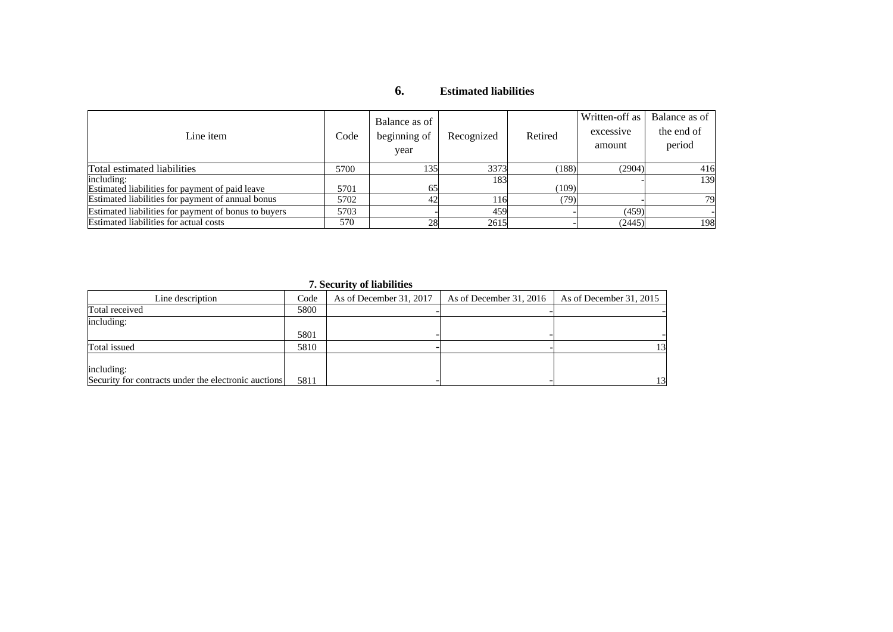## 6. Estimated liabilities

| Line item | Code | Balance as of beginning of year | Recognized | Retired | Written-off as excessive amount | Balance as of the end of period |
|---|---|---|---|---|---|---|
| Total estimated liabilities | 5700 | 135 | 3373 | (188) | (2904) | 416 |
| including:<br>Estimated liabilities for payment of paid leave | 5701 | 65 | 183 | (109) | - | 139 |
| Estimated liabilities for payment of annual bonus | 5702 | 42 | 116 | (79) | - | 79 |
| Estimated liabilities for payment of bonus to buyers | 5703 | - | 459 | - | (459) | - |
| Estimated liabilities for actual costs | 570 | 28 | 2615 | - | (2445) | 198 |

## 7. Security of liabilities

| Line description | Code | As of December 31, 2017 | As of December 31, 2016 | As of December 31, 2015 |
|---|---|---|---|---|
| Total received | 5800 | - | - | - |
| including: | 5801 | - | - | - |
| Total issued | 5810 | - | - | 13 |
| including:<br>Security for contracts under the electronic auctions | 5811 | - | - | 13 |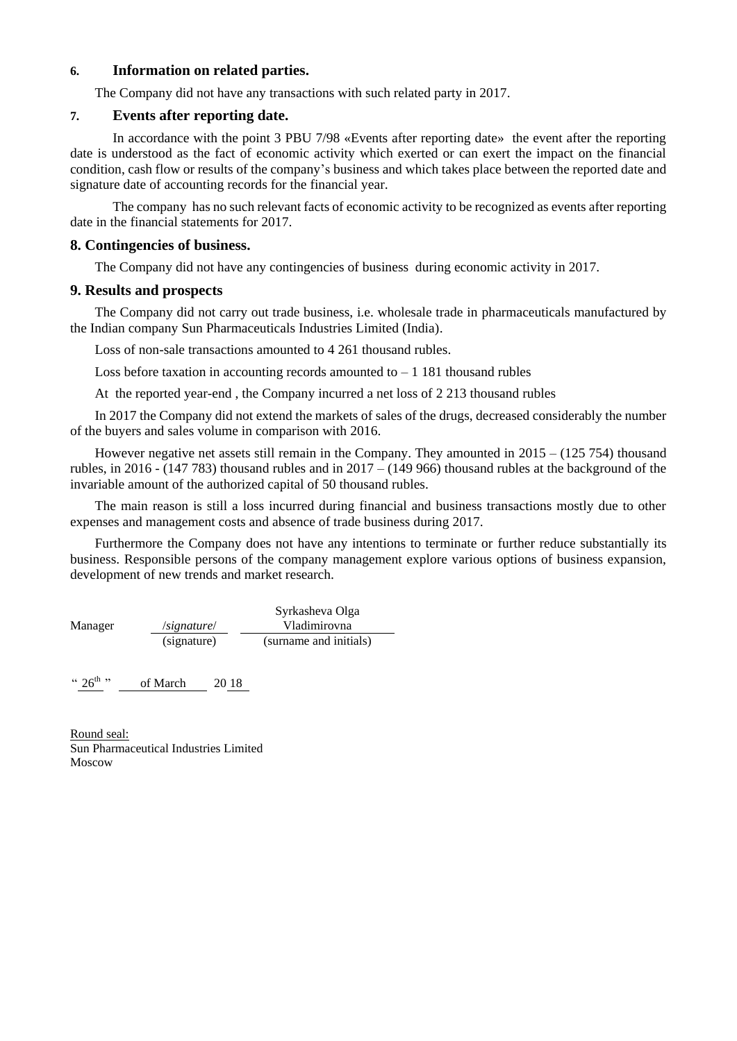### 6. Information on related parties.

The Company did not have any transactions with such related party in 2017.

### 7. Events after reporting date.

In accordance with the point 3 PBU 7/98 «Events after reporting date» the event after the reporting date is understood as the fact of economic activity which exerted or can exert the impact on the financial condition, cash flow or results of the company's business and which takes place between the reported date and signature date of accounting records for the financial year.

The company has no such relevant facts of economic activity to be recognized as events after reporting date in the financial statements for 2017.

### 8. Contingencies of business.

The Company did not have any contingencies of business during economic activity in 2017.

### 9. Results and prospects

The Company did not carry out trade business, i.e. wholesale trade in pharmaceuticals manufactured by the Indian company Sun Pharmaceuticals Industries Limited (India).

Loss of non-sale transactions amounted to 4 261 thousand rubles.

Loss before taxation in accounting records amounted to – 1 181 thousand rubles

At the reported year-end , the Company incurred a net loss of 2 213 thousand rubles

In 2017 the Company did not extend the markets of sales of the drugs, decreased considerably the number of the buyers and sales volume in comparison with 2016.

However negative net assets still remain in the Company. They amounted in 2015 – (125 754) thousand rubles, in 2016 - (147 783) thousand rubles and in 2017 – (149 966) thousand rubles at the background of the invariable amount of the authorized capital of 50 thousand rubles.

The main reason is still a loss incurred during financial and business transactions mostly due to other expenses and management costs and absence of trade business during 2017.

Furthermore the Company does not have any intentions to terminate or further reduce substantially its business. Responsible persons of the company management explore various options of business expansion, development of new trends and market research.

| Manager | /*signature*/ | Syrkasheva Olga Vladimirovna |
|---|---|---|
| | (signature) | (surname and initials) |

" 26th " of March 20 18

Round seal:
Sun Pharmaceutical Industries Limited
Moscow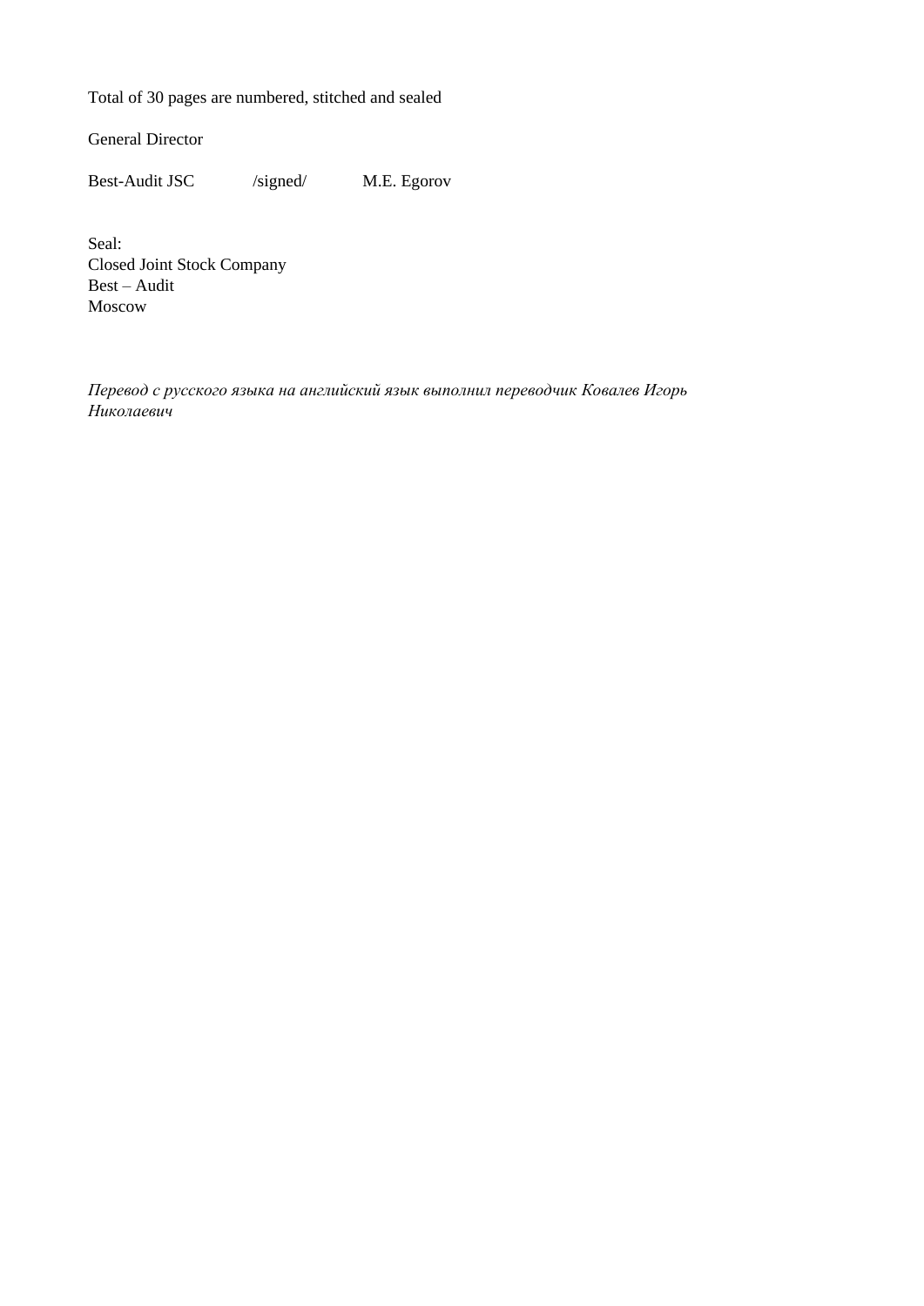Total of 30 pages are numbered, stitched and sealed

General Director

Best-Audit JSC /signed/ M.E. Egorov

Seal:
Closed Joint Stock Company
Best – Audit
Moscow

*Перевод с русского языка на английский язык выполнил переводчик Ковалев Игорь Николаевич*